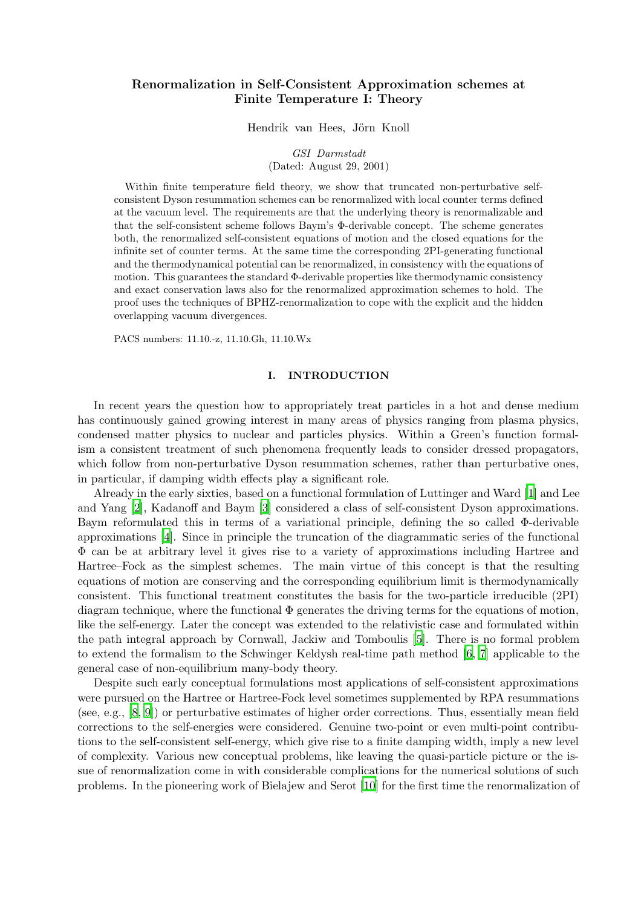# Renormalization in Self-Consistent Approximation schemes at Finite Temperature I: Theory

Hendrik van Hees, Jörn Knoll

*GSI Darmstadt*
(Dated: August 29, 2001)

Within finite temperature field theory, we show that truncated non-perturbative self-consistent Dyson resummation schemes can be renormalized with local counter terms defined at the vacuum level. The requirements are that the underlying theory is renormalizable and that the self-consistent scheme follows Baym's Φ-derivable concept. The scheme generates both, the renormalized self-consistent equations of motion and the closed equations for the infinite set of counter terms. At the same time the corresponding 2PI-generating functional and the thermodynamical potential can be renormalized, in consistency with the equations of motion. This guarantees the standard Φ-derivable properties like thermodynamic consistency and exact conservation laws also for the renormalized approximation schemes to hold. The proof uses the techniques of BPHZ-renormalization to cope with the explicit and the hidden overlapping vacuum divergences.

PACS numbers: 11.10.-z, 11.10.Gh, 11.10.Wx

## I. INTRODUCTION

In recent years the question how to appropriately treat particles in a hot and dense medium has continuously gained growing interest in many areas of physics ranging from plasma physics, condensed matter physics to nuclear and particles physics. Within a Green's function formalism a consistent treatment of such phenomena frequently leads to consider dressed propagators, which follow from non-perturbative Dyson resummation schemes, rather than perturbative ones, in particular, if damping width effects play a significant role.

Already in the early sixties, based on a functional formulation of Luttinger and Ward [1] and Lee and Yang [2], Kadanoff and Baym [3] considered a class of self-consistent Dyson approximations. Baym reformulated this in terms of a variational principle, defining the so called Φ-derivable approximations [4]. Since in principle the truncation of the diagrammatic series of the functional Φ can be at arbitrary level it gives rise to a variety of approximations including Hartree and Hartree–Fock as the simplest schemes. The main virtue of this concept is that the resulting equations of motion are conserving and the corresponding equilibrium limit is thermodynamically consistent. This functional treatment constitutes the basis for the two-particle irreducible (2PI) diagram technique, where the functional Φ generates the driving terms for the equations of motion, like the self-energy. Later the concept was extended to the relativistic case and formulated within the path integral approach by Cornwall, Jackiw and Tomboulis [5]. There is no formal problem to extend the formalism to the Schwinger Keldysh real-time path method [6, 7] applicable to the general case of non-equilibrium many-body theory.

Despite such early conceptual formulations most applications of self-consistent approximations were pursued on the Hartree or Hartree-Fock level sometimes supplemented by RPA resummations (see, e.g., [8, 9]) or perturbative estimates of higher order corrections. Thus, essentially mean field corrections to the self-energies were considered. Genuine two-point or even multi-point contributions to the self-consistent self-energy, which give rise to a finite damping width, imply a new level of complexity. Various new conceptual problems, like leaving the quasi-particle picture or the issue of renormalization come in with considerable complications for the numerical solutions of such problems. In the pioneering work of Bielajew and Serot [10] for the first time the renormalization of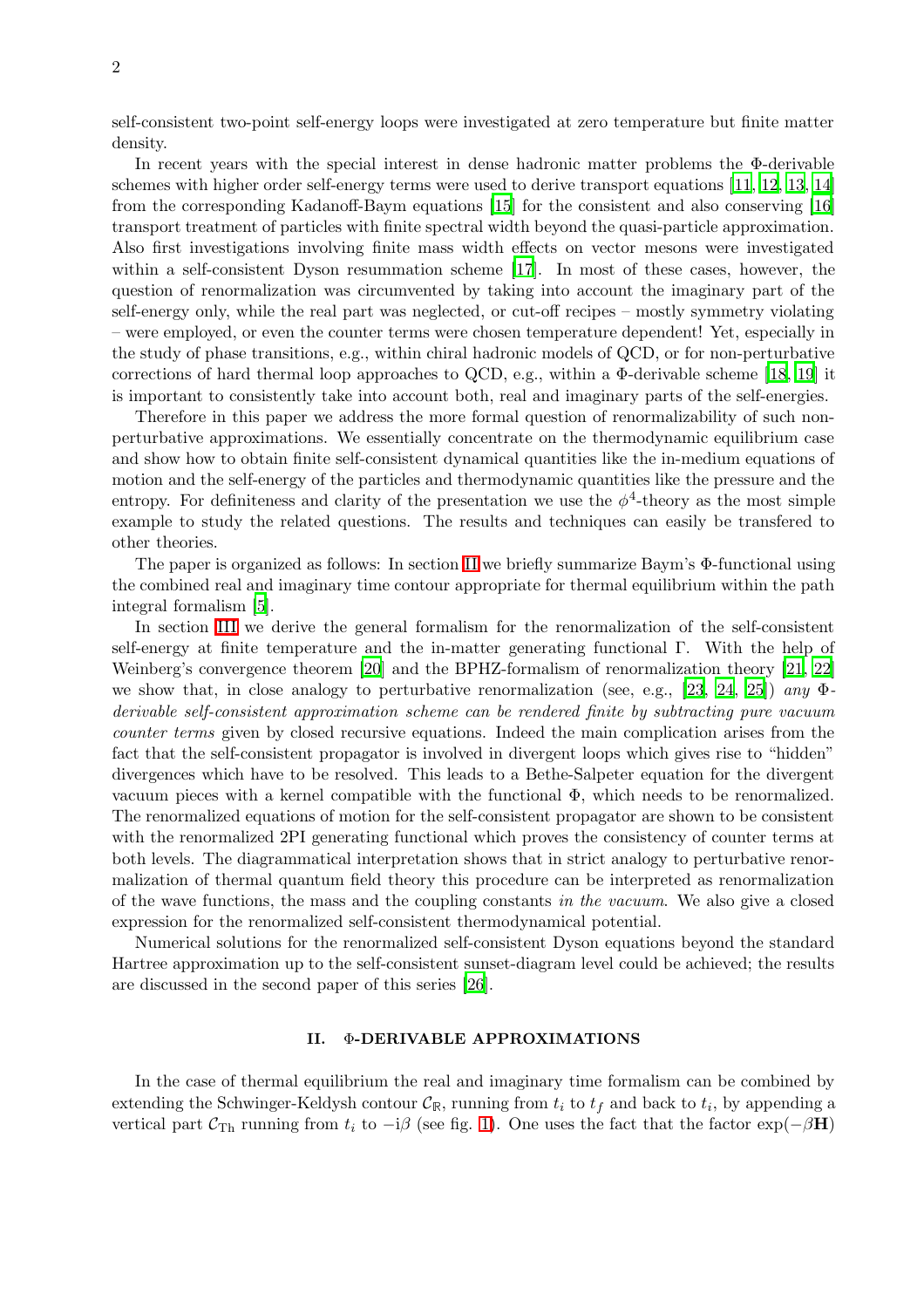self-consistent two-point self-energy loops were investigated at zero temperature but finite matter density.

In recent years with the special interest in dense hadronic matter problems the Φ-derivable schemes with higher order self-energy terms were used to derive transport equations [11, 12, 13, 14] from the corresponding Kadanoff-Baym equations [15] for the consistent and also conserving [16] transport treatment of particles with finite spectral width beyond the quasi-particle approximation. Also first investigations involving finite mass width effects on vector mesons were investigated within a self-consistent Dyson resummation scheme [17]. In most of these cases, however, the question of renormalization was circumvented by taking into account the imaginary part of the self-energy only, while the real part was neglected, or cut-off recipes – mostly symmetry violating – were employed, or even the counter terms were chosen temperature dependent! Yet, especially in the study of phase transitions, e.g., within chiral hadronic models of QCD, or for non-perturbative corrections of hard thermal loop approaches to QCD, e.g., within a Φ-derivable scheme [18, 19] it is important to consistently take into account both, real and imaginary parts of the self-energies.

Therefore in this paper we address the more formal question of renormalizability of such non-perturbative approximations. We essentially concentrate on the thermodynamic equilibrium case and show how to obtain finite self-consistent dynamical quantities like the in-medium equations of motion and the self-energy of the particles and thermodynamic quantities like the pressure and the entropy. For definiteness and clarity of the presentation we use the $\phi^4$-theory as the most simple example to study the related questions. The results and techniques can easily be transfered to other theories.

The paper is organized as follows: In section II we briefly summarize Baym's Φ-functional using the combined real and imaginary time contour appropriate for thermal equilibrium within the path integral formalism [5].

In section III we derive the general formalism for the renormalization of the self-consistent self-energy at finite temperature and the in-matter generating functional Γ. With the help of Weinberg's convergence theorem [20] and the BPHZ-formalism of renormalization theory [21, 22] we show that, in close analogy to perturbative renormalization (see, e.g., [23, 24, 25]) *any Φ-derivable self-consistent approximation scheme can be rendered finite by subtracting pure vacuum counter terms* given by closed recursive equations. Indeed the main complication arises from the fact that the self-consistent propagator is involved in divergent loops which gives rise to "hidden" divergences which have to be resolved. This leads to a Bethe-Salpeter equation for the divergent vacuum pieces with a kernel compatible with the functional Φ, which needs to be renormalized. The renormalized equations of motion for the self-consistent propagator are shown to be consistent with the renormalized 2PI generating functional which proves the consistency of counter terms at both levels. The diagrammatical interpretation shows that in strict analogy to perturbative renormalization of thermal quantum field theory this procedure can be interpreted as renormalization of the wave functions, the mass and the coupling constants *in the vacuum*. We also give a closed expression for the renormalized self-consistent thermodynamical potential.

Numerical solutions for the renormalized self-consistent Dyson equations beyond the standard Hartree approximation up to the self-consistent sunset-diagram level could be achieved; the results are discussed in the second paper of this series [26].

## II. Φ-DERIVABLE APPROXIMATIONS

In the case of thermal equilibrium the real and imaginary time formalism can be combined by extending the Schwinger-Keldysh contour $\mathcal{C}_{\mathbb{R}}$, running from $t_i$ to $t_f$ and back to $t_i$, by appending a vertical part $\mathcal{C}_{\text{Th}}$ running from $t_i$ to $-\text{i}\beta$ (see fig. 1). One uses the fact that the factor $\exp(-\beta\mathbf{H})$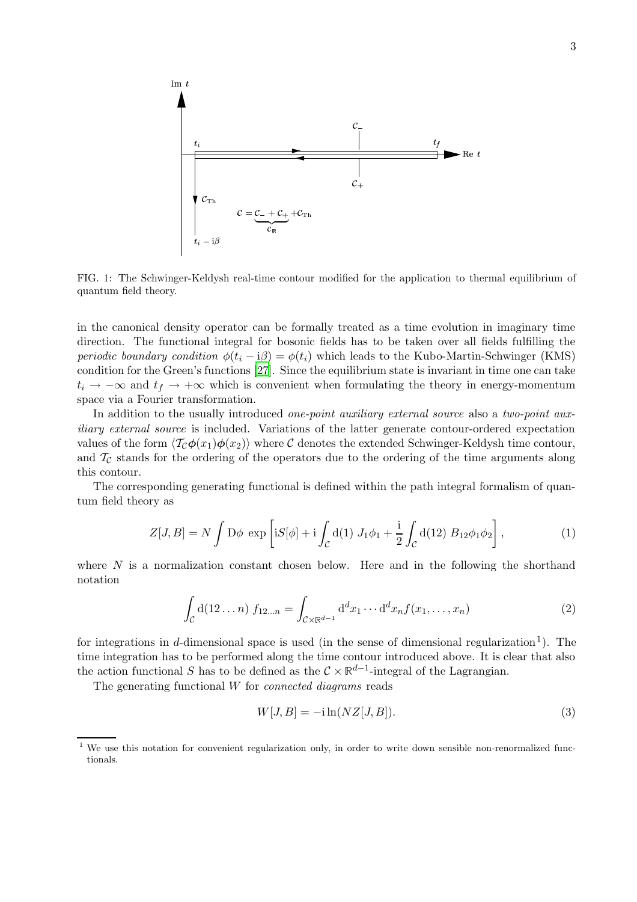FIG. 1: The Schwinger-Keldysh real-time contour modified for the application to thermal equilibrium of quantum field theory.

in the canonical density operator can be formally treated as a time evolution in imaginary time direction. The functional integral for bosonic fields has to be taken over all fields fulfilling the *periodic boundary condition* $\phi(t_i - \mathrm{i}\beta) = \phi(t_i)$ which leads to the Kubo-Martin-Schwinger (KMS) condition for the Green's functions [27]. Since the equilibrium state is invariant in time one can take $t_i \to -\infty$ and $t_f \to +\infty$ which is convenient when formulating the theory in energy-momentum space via a Fourier transformation.

In addition to the usually introduced *one-point auxiliary external source* also a *two-point auxiliary external source* is included. Variations of the latter generate contour-ordered expectation values of the form $\langle \mathcal{T}_\mathcal{C} \boldsymbol{\phi}(x_1)\boldsymbol{\phi}(x_2)\rangle$ where $\mathcal{C}$ denotes the extended Schwinger-Keldysh time contour, and $\mathcal{T}_\mathcal{C}$ stands for the ordering of the operators due to the ordering of the time arguments along this contour.

The corresponding generating functional is defined within the path integral formalism of quantum field theory as

$$Z[J,B] = N \int \mathrm{D}\phi \, \exp\left[\mathrm{i}S[\phi] + \mathrm{i}\int_\mathcal{C} \mathrm{d}(1)\; J_1\phi_1 + \frac{\mathrm{i}}{2}\int_\mathcal{C} \mathrm{d}(12)\; B_{12}\phi_1\phi_2\right], \tag{1}$$

where $N$ is a normalization constant chosen below. Here and in the following the shorthand notation

$$\int_\mathcal{C} \mathrm{d}(12\ldots n)\; f_{12\ldots n} = \int_{\mathcal{C}\times\mathbb{R}^{d-1}} \mathrm{d}^d x_1 \cdots \mathrm{d}^d x_n f(x_1,\ldots,x_n) \tag{2}$$

for integrations in $d$-dimensional space is used (in the sense of dimensional regularization[1]). The time integration has to be performed along the time contour introduced above. It is clear that also the action functional $S$ has to be defined as the $\mathcal{C}\times\mathbb{R}^{d-1}$-integral of the Lagrangian.

The generating functional $W$ for *connected diagrams* reads

$$W[J,B] = -\mathrm{i}\ln(NZ[J,B]). \tag{3}$$

[1] We use this notation for convenient regularization only, in order to write down sensible non-renormalized functionals.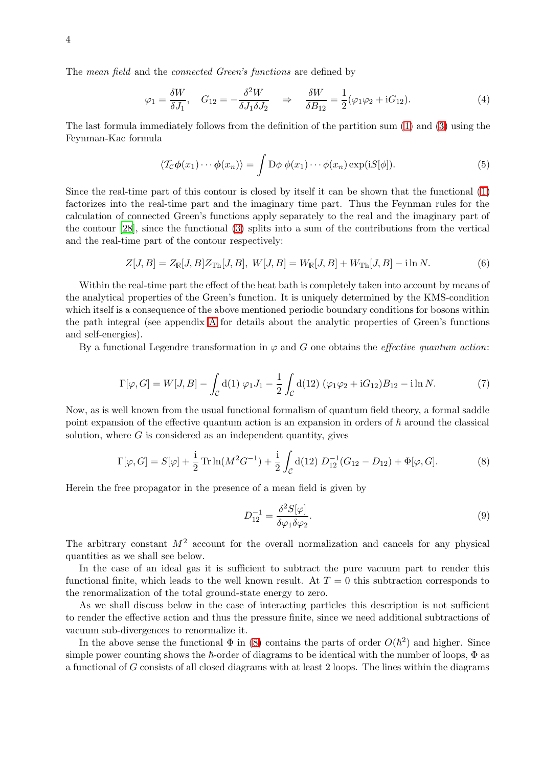The *mean field* and the *connected Green's functions* are defined by

$$\varphi_1 = \frac{\delta W}{\delta J_1}, \quad G_{12} = -\frac{\delta^2 W}{\delta J_1 \delta J_2} \quad \Rightarrow \quad \frac{\delta W}{\delta B_{12}} = \frac{1}{2}(\varphi_1\varphi_2 + \mathrm{i}G_{12}). \tag{4}$$

The last formula immediately follows from the definition of the partition sum (1) and (3) using the Feynman-Kac formula

$$\langle \mathcal{T}_{\mathcal{C}} \boldsymbol{\phi}(x_1) \cdots \boldsymbol{\phi}(x_n) \rangle = \int \mathrm{D}\phi \; \phi(x_1) \cdots \phi(x_n) \exp(\mathrm{i}S[\phi]). \tag{5}$$

Since the real-time part of this contour is closed by itself it can be shown that the functional (1) factorizes into the real-time part and the imaginary time part. Thus the Feynman rules for the calculation of connected Green's functions apply separately to the real and the imaginary part of the contour [28], since the functional (3) splits into a sum of the contributions from the vertical and the real-time part of the contour respectively:

$$Z[J,B] = Z_{\mathbb{R}}[J,B] Z_{\mathrm{Th}}[J,B], \; W[J,B] = W_{\mathbb{R}}[J,B] + W_{\mathrm{Th}}[J,B] - \mathrm{i}\ln N. \tag{6}$$

Within the real-time part the effect of the heat bath is completely taken into account by means of the analytical properties of the Green's function. It is uniquely determined by the KMS-condition which itself is a consequence of the above mentioned periodic boundary conditions for bosons within the path integral (see appendix A for details about the analytic properties of Green's functions and self-energies).

By a functional Legendre transformation in $\varphi$ and $G$ one obtains the *effective quantum action*:

$$\Gamma[\varphi, G] = W[J,B] - \int_{\mathcal{C}} \mathrm{d}(1) \; \varphi_1 J_1 - \frac{1}{2} \int_{\mathcal{C}} \mathrm{d}(12) \; (\varphi_1\varphi_2 + \mathrm{i}G_{12}) B_{12} - \mathrm{i}\ln N. \tag{7}$$

Now, as is well known from the usual functional formalism of quantum field theory, a formal saddle point expansion of the effective quantum action is an expansion in orders of $\hbar$ around the classical solution, where $G$ is considered as an independent quantity, gives

$$\Gamma[\varphi, G] = S[\varphi] + \frac{\mathrm{i}}{2} \operatorname{Tr} \ln(M^2 G^{-1}) + \frac{\mathrm{i}}{2} \int_{\mathcal{C}} \mathrm{d}(12) \; D_{12}^{-1}(G_{12} - D_{12}) + \Phi[\varphi, G]. \tag{8}$$

Herein the free propagator in the presence of a mean field is given by

$$D_{12}^{-1} = \frac{\delta^2 S[\varphi]}{\delta\varphi_1 \delta\varphi_2}. \tag{9}$$

The arbitrary constant $M^2$ account for the overall normalization and cancels for any physical quantities as we shall see below.

In the case of an ideal gas it is sufficient to subtract the pure vacuum part to render this functional finite, which leads to the well known result. At $T = 0$ this subtraction corresponds to the renormalization of the total ground-state energy to zero.

As we shall discuss below in the case of interacting particles this description is not sufficient to render the effective action and thus the pressure finite, since we need additional subtractions of vacuum sub-divergences to renormalize it.

In the above sense the functional $\Phi$ in (8) contains the parts of order $O(\hbar^2)$ and higher. Since simple power counting shows the $\hbar$-order of diagrams to be identical with the number of loops, $\Phi$ as a functional of $G$ consists of all closed diagrams with at least 2 loops. The lines within the diagrams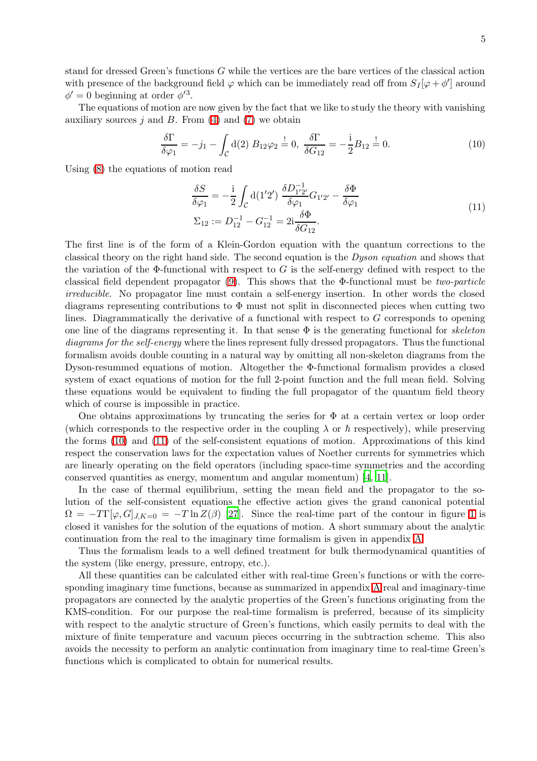stand for dressed Green's functions $G$ while the vertices are the bare vertices of the classical action with presence of the background field $\varphi$ which can be immediately read off from $S_I[\varphi + \phi']$ around $\phi' = 0$ beginning at order $\phi'^3$.

The equations of motion are now given by the fact that we like to study the theory with vanishing auxiliary sources $j$ and $B$. From (4) and (7) we obtain

$$\frac{\delta \Gamma}{\delta \varphi_1} = -j_1 - \int_{\mathcal{C}} \mathrm{d}(2)\; B_{12} \varphi_2 \stackrel{!}{=} 0, \; \frac{\delta \Gamma}{\delta G_{12}} = -\frac{\mathrm{i}}{2} B_{12} \stackrel{!}{=} 0. \tag{10}$$

Using (8) the equations of motion read

$$\begin{aligned} \frac{\delta S}{\delta \varphi_1} &= -\frac{\mathrm{i}}{2} \int_{\mathcal{C}} \mathrm{d}(1'2')\; \frac{\delta D^{-1}_{1'2'}}{\delta \varphi_1} G_{1'2'} - \frac{\delta \Phi}{\delta \varphi_1} \\ \Sigma_{12} &:= D^{-1}_{12} - G^{-1}_{12} = 2\mathrm{i} \frac{\delta \Phi}{\delta G_{12}}. \end{aligned} \tag{11}$$

The first line is of the form of a Klein-Gordon equation with the quantum corrections to the classical theory on the right hand side. The second equation is the *Dyson equation* and shows that the variation of the Φ-functional with respect to $G$ is the self-energy defined with respect to the classical field dependent propagator (9). This shows that the Φ-functional must be *two-particle irreducible*. No propagator line must contain a self-energy insertion. In other words the closed diagrams representing contributions to $\Phi$ must not split in disconnected pieces when cutting two lines. Diagrammatically the derivative of a functional with respect to $G$ corresponds to opening one line of the diagrams representing it. In that sense $\Phi$ is the generating functional for *skeleton diagrams for the self-energy* where the lines represent fully dressed propagators. Thus the functional formalism avoids double counting in a natural way by omitting all non-skeleton diagrams from the Dyson-resummed equations of motion. Altogether the Φ-functional formalism provides a closed system of exact equations of motion for the full 2-point function and the full mean field. Solving these equations would be equivalent to finding the full propagator of the quantum field theory which of course is impossible in practice.

One obtains approximations by truncating the series for $\Phi$ at a certain vertex or loop order (which corresponds to the respective order in the coupling $\lambda$ or $\hbar$ respectively), while preserving the forms (10) and (11) of the self-consistent equations of motion. Approximations of this kind respect the conservation laws for the expectation values of Noether currents for symmetries which are linearly operating on the field operators (including space-time symmetries and the according conserved quantities as energy, momentum and angular momentum) [4, 11].

In the case of thermal equilibrium, setting the mean field and the propagator to the solution of the self-consistent equations the effective action gives the grand canonical potential $\Omega = -T\Gamma[\varphi, G]_{J,K=0} = -T \ln Z(\beta)$ [27]. Since the real-time part of the contour in figure 1 is closed it vanishes for the solution of the equations of motion. A short summary about the analytic continuation from the real to the imaginary time formalism is given in appendix A.

Thus the formalism leads to a well defined treatment for bulk thermodynamical quantities of the system (like energy, pressure, entropy, etc.).

All these quantities can be calculated either with real-time Green's functions or with the corresponding imaginary time functions, because as summarized in appendix A real and imaginary-time propagators are connected by the analytic properties of the Green's functions originating from the KMS-condition. For our purpose the real-time formalism is preferred, because of its simplicity with respect to the analytic structure of Green's functions, which easily permits to deal with the mixture of finite temperature and vacuum pieces occurring in the subtraction scheme. This also avoids the necessity to perform an analytic continuation from imaginary time to real-time Green's functions which is complicated to obtain for numerical results.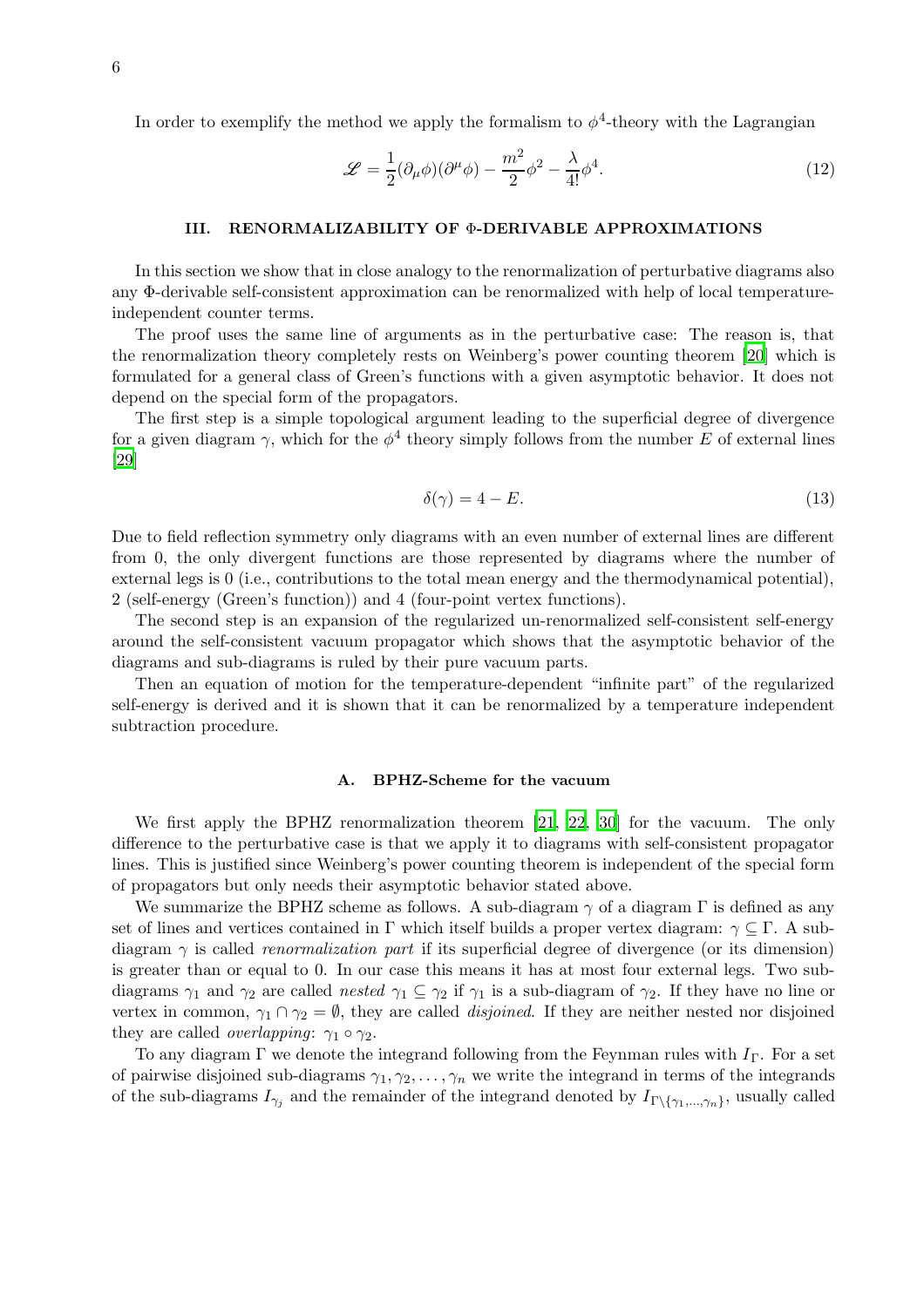In order to exemplify the method we apply the formalism to $\phi^4$-theory with the Lagrangian

$$\mathscr{L} = \frac{1}{2}(\partial_\mu \phi)(\partial^\mu \phi) - \frac{m^2}{2}\phi^2 - \frac{\lambda}{4!}\phi^4. \tag{12}$$

## III. RENORMALIZABILITY OF Φ-DERIVABLE APPROXIMATIONS

In this section we show that in close analogy to the renormalization of perturbative diagrams also any Φ-derivable self-consistent approximation can be renormalized with help of local temperature-independent counter terms.

The proof uses the same line of arguments as in the perturbative case: The reason is, that the renormalization theory completely rests on Weinberg's power counting theorem [20] which is formulated for a general class of Green's functions with a given asymptotic behavior. It does not depend on the special form of the propagators.

The first step is a simple topological argument leading to the superficial degree of divergence for a given diagram $\gamma$, which for the $\phi^4$ theory simply follows from the number $E$ of external lines [29]

$$\delta(\gamma) = 4 - E. \tag{13}$$

Due to field reflection symmetry only diagrams with an even number of external lines are different from 0, the only divergent functions are those represented by diagrams where the number of external legs is 0 (i.e., contributions to the total mean energy and the thermodynamical potential), 2 (self-energy (Green's function)) and 4 (four-point vertex functions).

The second step is an expansion of the regularized un-renormalized self-consistent self-energy around the self-consistent vacuum propagator which shows that the asymptotic behavior of the diagrams and sub-diagrams is ruled by their pure vacuum parts.

Then an equation of motion for the temperature-dependent "infinite part" of the regularized self-energy is derived and it is shown that it can be renormalized by a temperature independent subtraction procedure.

### A. BPHZ-Scheme for the vacuum

We first apply the BPHZ renormalization theorem [21, 22, 30] for the vacuum. The only difference to the perturbative case is that we apply it to diagrams with self-consistent propagator lines. This is justified since Weinberg's power counting theorem is independent of the special form of propagators but only needs their asymptotic behavior stated above.

We summarize the BPHZ scheme as follows. A sub-diagram $\gamma$ of a diagram $\Gamma$ is defined as any set of lines and vertices contained in $\Gamma$ which itself builds a proper vertex diagram: $\gamma \subseteq \Gamma$. A sub-diagram $\gamma$ is called *renormalization part* if its superficial degree of divergence (or its dimension) is greater than or equal to 0. In our case this means it has at most four external legs. Two sub-diagrams $\gamma_1$ and $\gamma_2$ are called *nested* $\gamma_1 \subseteq \gamma_2$ if $\gamma_1$ is a sub-diagram of $\gamma_2$. If they have no line or vertex in common, $\gamma_1 \cap \gamma_2 = \emptyset$, they are called *disjoined*. If they are neither nested nor disjoined they are called *overlapping*: $\gamma_1 \circ \gamma_2$.

To any diagram $\Gamma$ we denote the integrand following from the Feynman rules with $I_\Gamma$. For a set of pairwise disjoined sub-diagrams $\gamma_1, \gamma_2, \ldots, \gamma_n$ we write the integrand in terms of the integrands of the sub-diagrams $I_{\gamma_j}$ and the remainder of the integrand denoted by $I_{\Gamma \setminus \{\gamma_1, \ldots, \gamma_n\}}$, usually called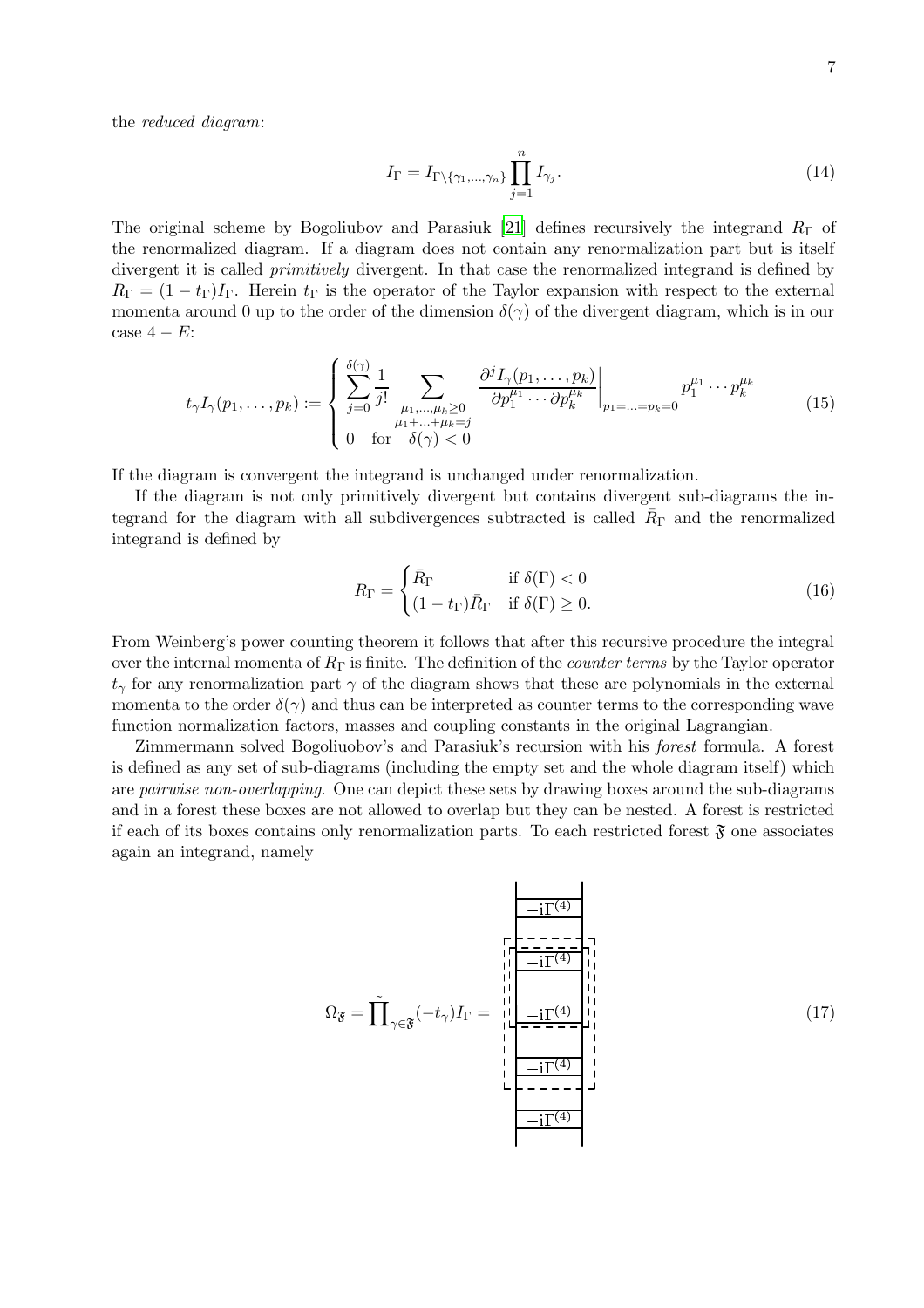the *reduced diagram*:

$$I_\Gamma = I_{\Gamma \setminus \{\gamma_1, \ldots, \gamma_n\}} \prod_{j=1}^{n} I_{\gamma_j}. \tag{14}$$

The original scheme by Bogoliubov and Parasiuk [21] defines recursively the integrand $R_\Gamma$ of the renormalized diagram. If a diagram does not contain any renormalization part but is itself divergent it is called *primitively* divergent. In that case the renormalized integrand is defined by $R_\Gamma = (1 - t_\Gamma) I_\Gamma$. Herein $t_\Gamma$ is the operator of the Taylor expansion with respect to the external momenta around 0 up to the order of the dimension $\delta(\gamma)$ of the divergent diagram, which is in our case $4 - E$:

$$t_\gamma I_\gamma(p_1, \ldots, p_k) := \begin{cases} \displaystyle\sum_{j=0}^{\delta(\gamma)} \frac{1}{j!} \sum_{\substack{\mu_1, \ldots, \mu_k \geq 0 \\ \mu_1 + \ldots + \mu_k = j}} \left. \frac{\partial^j I_\gamma(p_1, \ldots, p_k)}{\partial p_1^{\mu_1} \cdots \partial p_k^{\mu_k}} \right|_{p_1 = \ldots = p_k = 0} p_1^{\mu_1} \cdots p_k^{\mu_k} \\ 0 \quad \text{for} \quad \delta(\gamma) < 0 \end{cases} \tag{15}$$

If the diagram is convergent the integrand is unchanged under renormalization.

If the diagram is not only primitively divergent but contains divergent sub-diagrams the integrand for the diagram with all subdivergences subtracted is called $\bar{R}_\Gamma$ and the renormalized integrand is defined by

$$R_\Gamma = \begin{cases} \bar{R}_\Gamma & \text{if } \delta(\Gamma) < 0 \\ (1 - t_\Gamma) \bar{R}_\Gamma & \text{if } \delta(\Gamma) \geq 0. \end{cases} \tag{16}$$

From Weinberg's power counting theorem it follows that after this recursive procedure the integral over the internal momenta of $R_\Gamma$ is finite. The definition of the *counter terms* by the Taylor operator $t_\gamma$ for any renormalization part $\gamma$ of the diagram shows that these are polynomials in the external momenta to the order $\delta(\gamma)$ and thus can be interpreted as counter terms to the corresponding wave function normalization factors, masses and coupling constants in the original Lagrangian.

Zimmermann solved Bogoliuobov's and Parasiuk's recursion with his *forest* formula. A forest is defined as any set of sub-diagrams (including the empty set and the whole diagram itself) which are *pairwise non-overlapping*. One can depict these sets by drawing boxes around the sub-diagrams and in a forest these boxes are not allowed to overlap but they can be nested. A forest is restricted if each of its boxes contains only renormalization parts. To each restricted forest $\mathfrak{F}$ one associates again an integrand, namely

$$\Omega_{\mathfrak{F}} = \tilde{\prod}_{\gamma \in \mathfrak{F}} (-t_\gamma) I_\Gamma = \tag{17}$$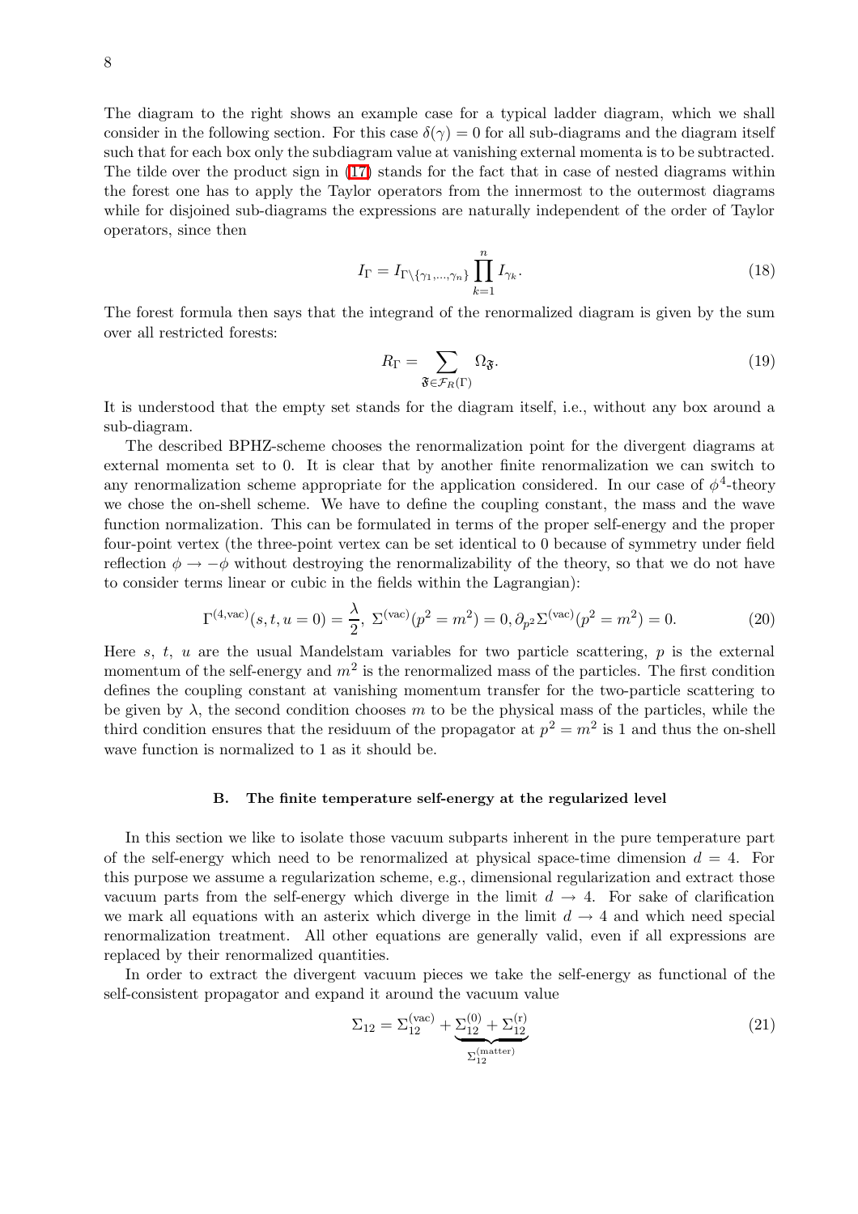The diagram to the right shows an example case for a typical ladder diagram, which we shall consider in the following section. For this case $\delta(\gamma) = 0$ for all sub-diagrams and the diagram itself such that for each box only the subdiagram value at vanishing external momenta is to be subtracted. The tilde over the product sign in (17) stands for the fact that in case of nested diagrams within the forest one has to apply the Taylor operators from the innermost to the outermost diagrams while for disjoined sub-diagrams the expressions are naturally independent of the order of Taylor operators, since then

$$I_\Gamma = I_{\Gamma \setminus \{\gamma_1,\ldots,\gamma_n\}} \prod_{k=1}^{n} I_{\gamma_k}. \tag{18}$$

The forest formula then says that the integrand of the renormalized diagram is given by the sum over all restricted forests:

$$R_\Gamma = \sum_{\mathfrak{F} \in \mathcal{F}_R(\Gamma)} \Omega_{\mathfrak{F}}. \tag{19}$$

It is understood that the empty set stands for the diagram itself, i.e., without any box around a sub-diagram.

The described BPHZ-scheme chooses the renormalization point for the divergent diagrams at external momenta set to 0. It is clear that by another finite renormalization we can switch to any renormalization scheme appropriate for the application considered. In our case of $\phi^4$-theory we chose the on-shell scheme. We have to define the coupling constant, the mass and the wave function normalization. This can be formulated in terms of the proper self-energy and the proper four-point vertex (the three-point vertex can be set identical to 0 because of symmetry under field reflection $\phi \rightarrow -\phi$ without destroying the renormalizability of the theory, so that we do not have to consider terms linear or cubic in the fields within the Lagrangian):

$$\Gamma^{(4,\text{vac})}(s,t,u=0) = \frac{\lambda}{2}, \; \Sigma^{(\text{vac})}(p^2 = m^2) = 0, \partial_{p^2}\Sigma^{(\text{vac})}(p^2 = m^2) = 0. \tag{20}$$

Here $s$, $t$, $u$ are the usual Mandelstam variables for two particle scattering, $p$ is the external momentum of the self-energy and $m^2$ is the renormalized mass of the particles. The first condition defines the coupling constant at vanishing momentum transfer for the two-particle scattering to be given by $\lambda$, the second condition chooses $m$ to be the physical mass of the particles, while the third condition ensures that the residuum of the propagator at $p^2 = m^2$ is 1 and thus the on-shell wave function is normalized to 1 as it should be.

### B. The finite temperature self-energy at the regularized level

In this section we like to isolate those vacuum subparts inherent in the pure temperature part of the self-energy which need to be renormalized at physical space-time dimension $d = 4$. For this purpose we assume a regularization scheme, e.g., dimensional regularization and extract those vacuum parts from the self-energy which diverge in the limit $d \rightarrow 4$. For sake of clarification we mark all equations with an asterix which diverge in the limit $d \rightarrow 4$ and which need special renormalization treatment. All other equations are generally valid, even if all expressions are replaced by their renormalized quantities.

In order to extract the divergent vacuum pieces we take the self-energy as functional of the self-consistent propagator and expand it around the vacuum value

$$\Sigma_{12} = \Sigma_{12}^{(\text{vac})} + \underbrace{\Sigma_{12}^{(0)} + \Sigma_{12}^{(\text{r})}}_{\Sigma_{12}^{(\text{matter})}} \tag{21}$$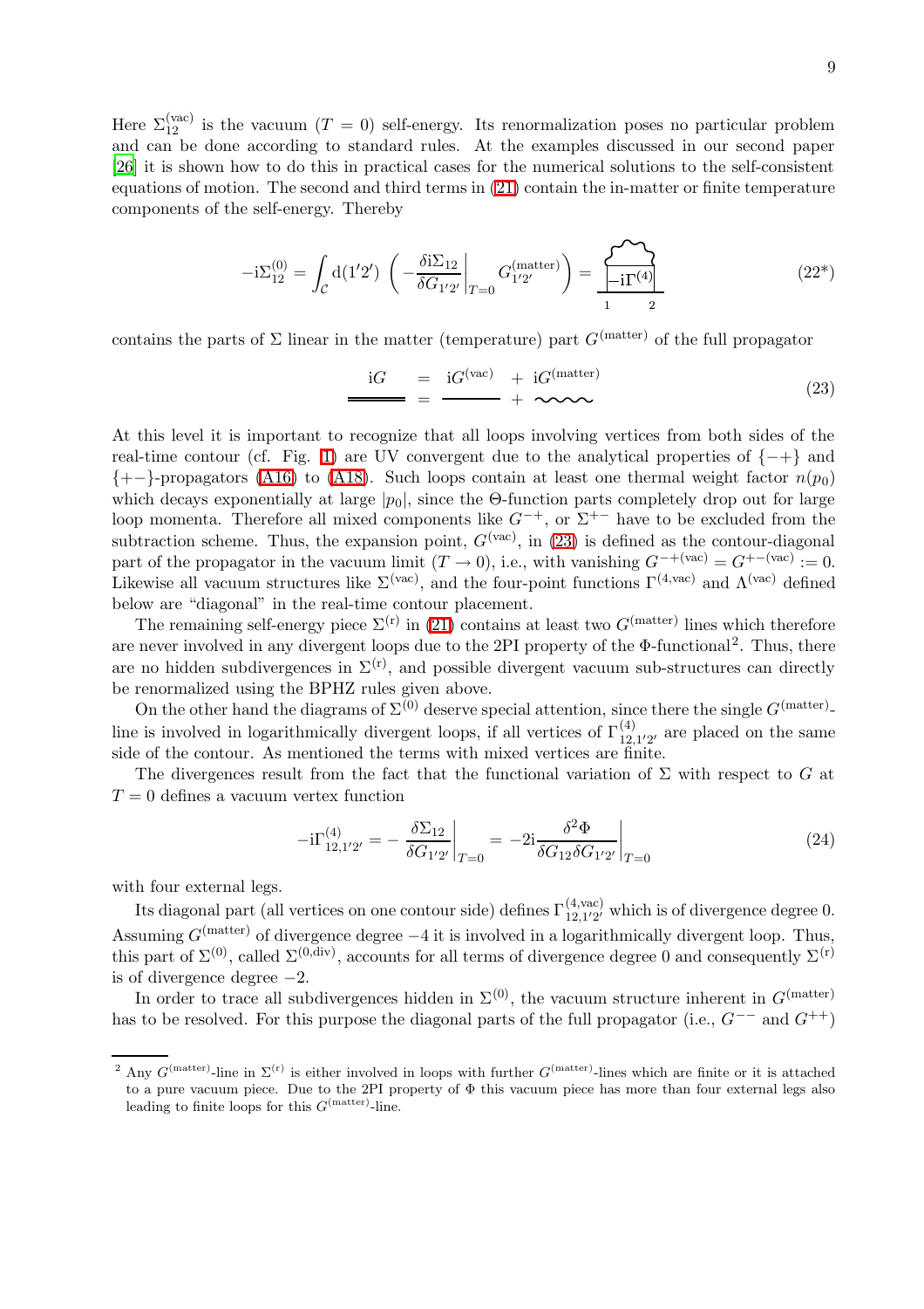Here $\Sigma^{(\mathrm{vac})}_{12}$ is the vacuum ($T = 0$) self-energy. Its renormalization poses no particular problem and can be done according to standard rules. At the examples discussed in our second paper [26] it is shown how to do this in practical cases for the numerical solutions to the self-consistent equations of motion. The second and third terms in (21) contain the in-matter or finite temperature components of the self-energy. Thereby

$$-\mathrm{i}\Sigma^{(0)}_{12} = \int_{\mathcal{C}} \mathrm{d}(1'2') \left( -\frac{\delta \mathrm{i}\Sigma_{12}}{\delta G_{1'2'}}\bigg|_{T=0} G^{(\mathrm{matter})}_{1'2'} \right) = \text{[diagram: } -\mathrm{i}\Gamma^{(4)} \text{ with legs 1, 2]} \tag{22*}$$

contains the parts of $\Sigma$ linear in the matter (temperature) part $G^{(\mathrm{matter})}$ of the full propagator

$$\mathrm{i}G = \mathrm{i}G^{(\mathrm{vac})} + \mathrm{i}G^{(\mathrm{matter})} \tag{23}$$

At this level it is important to recognize that all loops involving vertices from both sides of the real-time contour (cf. Fig. 1) are UV convergent due to the analytical properties of $\{-+\}$ and $\{+-\}$-propagators (A16) to (A18). Such loops contain at least one thermal weight factor $n(p_0)$ which decays exponentially at large $|p_0|$, since the $\Theta$-function parts completely drop out for large loop momenta. Therefore all mixed components like $G^{-+}$, or $\Sigma^{+-}$ have to be excluded from the subtraction scheme. Thus, the expansion point, $G^{(\mathrm{vac})}$, in (23) is defined as the contour-diagonal part of the propagator in the vacuum limit ($T \to 0$), i.e., with vanishing $G^{-+(\mathrm{vac})} = G^{+-(\mathrm{vac})} := 0$. Likewise all vacuum structures like $\Sigma^{(\mathrm{vac})}$, and the four-point functions $\Gamma^{(4,\mathrm{vac})}$ and $\Lambda^{(\mathrm{vac})}$ defined below are "diagonal" in the real-time contour placement.

The remaining self-energy piece $\Sigma^{(\mathrm{r})}$ in (21) contains at least two $G^{(\mathrm{matter})}$ lines which therefore are never involved in any divergent loops due to the 2PI property of the $\Phi$-functional[2]. Thus, there are no hidden subdivergences in $\Sigma^{(\mathrm{r})}$, and possible divergent vacuum sub-structures can directly be renormalized using the BPHZ rules given above.

On the other hand the diagrams of $\Sigma^{(0)}$ deserve special attention, since there the single $G^{(\mathrm{matter})}$-line is involved in logarithmically divergent loops, if all vertices of $\Gamma^{(4)}_{12,1'2'}$ are placed on the same side of the contour. As mentioned the terms with mixed vertices are finite.

The divergences result from the fact that the functional variation of $\Sigma$ with respect to $G$ at $T = 0$ defines a vacuum vertex function

$$-\mathrm{i}\Gamma^{(4)}_{12,1'2'} = -\frac{\delta \Sigma_{12}}{\delta G_{1'2'}}\bigg|_{T=0} = -2\mathrm{i}\frac{\delta^2 \Phi}{\delta G_{12}\delta G_{1'2'}}\bigg|_{T=0} \tag{24}$$

with four external legs.

Its diagonal part (all vertices on one contour side) defines $\Gamma^{(4,\mathrm{vac})}_{12,1'2'}$ which is of divergence degree 0. Assuming $G^{(\mathrm{matter})}$ of divergence degree $-4$ it is involved in a logarithmically divergent loop. Thus, this part of $\Sigma^{(0)}$, called $\Sigma^{(0,\mathrm{div})}$, accounts for all terms of divergence degree 0 and consequently $\Sigma^{(\mathrm{r})}$ is of divergence degree $-2$.

In order to trace all subdivergences hidden in $\Sigma^{(0)}$, the vacuum structure inherent in $G^{(\mathrm{matter})}$ has to be resolved. For this purpose the diagonal parts of the full propagator (i.e., $G^{--}$ and $G^{++}$)

[2] Any $G^{(\mathrm{matter})}$-line in $\Sigma^{(\mathrm{r})}$ is either involved in loops with further $G^{(\mathrm{matter})}$-lines which are finite or it is attached to a pure vacuum piece. Due to the 2PI property of $\Phi$ this vacuum piece has more than four external legs also leading to finite loops for this $G^{(\mathrm{matter})}$-line.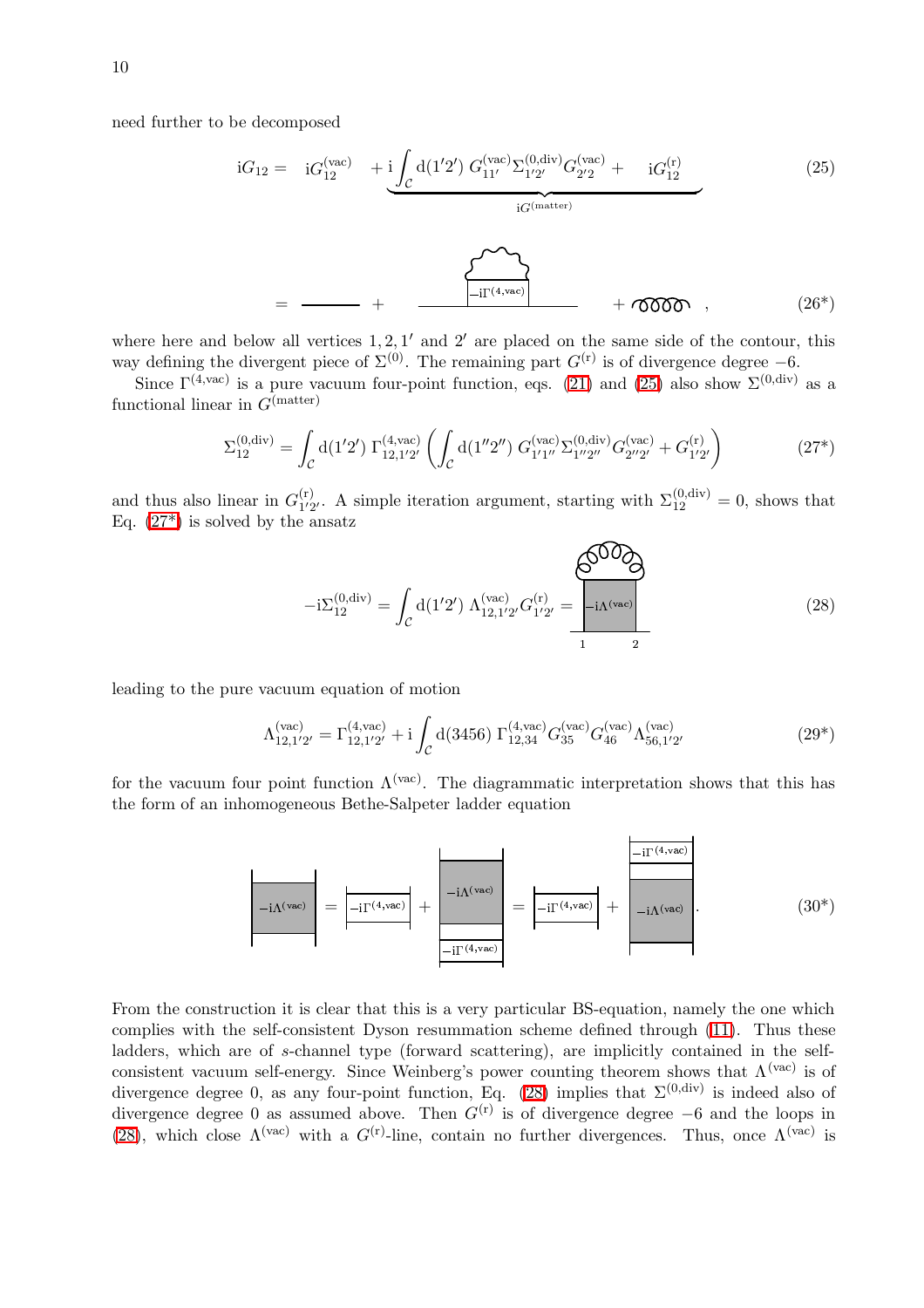need further to be decomposed

$$\mathrm{i}G_{12} = \mathrm{i}G^{(\mathrm{vac})}_{12} + \underbrace{\mathrm{i}\int_{\mathcal{C}} \mathrm{d}(1'2')\, G^{(\mathrm{vac})}_{11'}\Sigma^{(0,\mathrm{div})}_{1'2'}G^{(\mathrm{vac})}_{2'2} + \mathrm{i}G^{(\mathrm{r})}_{12}}_{\mathrm{i}G^{(\mathrm{matter})}} \tag{25}$$

$$= \ \text{———} \ + \ [-\mathrm{i}\Gamma^{(4,\mathrm{vac})}] \ + \ \text{(coil)}\ , \tag{26*}$$

where here and below all vertices $1, 2, 1'$ and $2'$ are placed on the same side of the contour, this way defining the divergent piece of $\Sigma^{(0)}$. The remaining part $G^{(\mathrm{r})}$ is of divergence degree $-6$.

Since $\Gamma^{(4,\mathrm{vac})}$ is a pure vacuum four-point function, eqs. (21) and (25) also show $\Sigma^{(0,\mathrm{div})}$ as a functional linear in $G^{(\mathrm{matter})}$

$$\Sigma^{(0,\mathrm{div})}_{12} = \int_{\mathcal{C}} \mathrm{d}(1'2')\, \Gamma^{(4,\mathrm{vac})}_{12,1'2'} \left( \int_{\mathcal{C}} \mathrm{d}(1''2'')\, G^{(\mathrm{vac})}_{1'1''}\Sigma^{(0,\mathrm{div})}_{1''2''}G^{(\mathrm{vac})}_{2''2'} + G^{(\mathrm{r})}_{1'2'} \right) \tag{27*}$$

and thus also linear in $G^{(\mathrm{r})}_{1'2'}$. A simple iteration argument, starting with $\Sigma^{(0,\mathrm{div})}_{12} = 0$, shows that Eq. (27*) is solved by the ansatz

$$-\mathrm{i}\Sigma^{(0,\mathrm{div})}_{12} = \int_{\mathcal{C}} \mathrm{d}(1'2')\, \Lambda^{(\mathrm{vac})}_{12,1'2'} G^{(\mathrm{r})}_{1'2'} = [-\mathrm{i}\Lambda^{(\mathrm{vac})}]_{1\,2} \tag{28}$$

leading to the pure vacuum equation of motion

$$\Lambda^{(\mathrm{vac})}_{12,1'2'} = \Gamma^{(4,\mathrm{vac})}_{12,1'2'} + \mathrm{i}\int_{\mathcal{C}} \mathrm{d}(3456)\, \Gamma^{(4,\mathrm{vac})}_{12,34} G^{(\mathrm{vac})}_{35} G^{(\mathrm{vac})}_{46} \Lambda^{(\mathrm{vac})}_{56,1'2'} \tag{29*}$$

for the vacuum four point function $\Lambda^{(\mathrm{vac})}$. The diagrammatic interpretation shows that this has the form of an inhomogeneous Bethe-Salpeter ladder equation

$$[-\mathrm{i}\Lambda^{(\mathrm{vac})}] = [-\mathrm{i}\Gamma^{(4,\mathrm{vac})}] + \begin{bmatrix}-\mathrm{i}\Lambda^{(\mathrm{vac})}\\ -\mathrm{i}\Gamma^{(4,\mathrm{vac})}\end{bmatrix} = [-\mathrm{i}\Gamma^{(4,\mathrm{vac})}] + \begin{bmatrix}-\mathrm{i}\Gamma^{(4,\mathrm{vac})}\\ -\mathrm{i}\Lambda^{(\mathrm{vac})}\end{bmatrix}. \tag{30*}$$

From the construction it is clear that this is a very particular BS-equation, namely the one which complies with the self-consistent Dyson resummation scheme defined through (11). Thus these ladders, which are of $s$-channel type (forward scattering), are implicitly contained in the self-consistent vacuum self-energy. Since Weinberg's power counting theorem shows that $\Lambda^{(\mathrm{vac})}$ is of divergence degree 0, as any four-point function, Eq. (28) implies that $\Sigma^{(0,\mathrm{div})}$ is indeed also of divergence degree 0 as assumed above. Then $G^{(\mathrm{r})}$ is of divergence degree $-6$ and the loops in (28), which close $\Lambda^{(\mathrm{vac})}$ with a $G^{(\mathrm{r})}$-line, contain no further divergences. Thus, once $\Lambda^{(\mathrm{vac})}$ is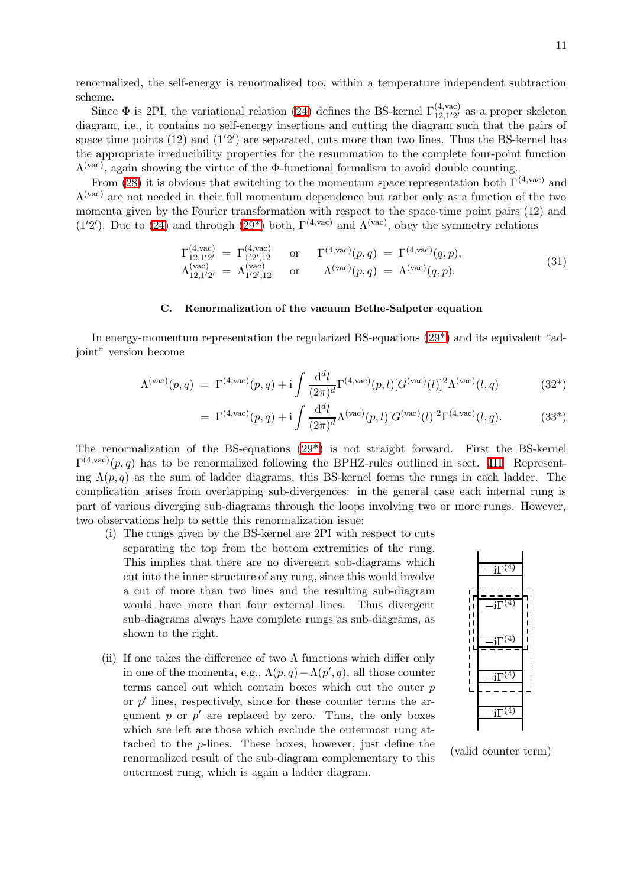renormalized, the self-energy is renormalized too, within a temperature independent subtraction scheme.

Since $\Phi$ is 2PI, the variational relation (24) defines the BS-kernel $\Gamma^{(4,\mathrm{vac})}_{12,1'2'}$ as a proper skeleton diagram, i.e., it contains no self-energy insertions and cutting the diagram such that the pairs of space time points (12) and (1′2′) are separated, cuts more than two lines. Thus the BS-kernel has the appropriate irreducibility properties for the resummation to the complete four-point function $\Lambda^{(\mathrm{vac})}$, again showing the virtue of the $\Phi$-functional formalism to avoid double counting.

From (28) it is obvious that switching to the momentum space representation both $\Gamma^{(4,\mathrm{vac})}$ and $\Lambda^{(\mathrm{vac})}$ are not needed in their full momentum dependence but rather only as a function of the two momenta given by the Fourier transformation with respect to the space-time point pairs (12) and (1′2′). Due to (24) and through (29*) both, $\Gamma^{(4,\mathrm{vac})}$ and $\Lambda^{(\mathrm{vac})}$, obey the symmetry relations

$$
\begin{aligned}
\Gamma^{(4,\mathrm{vac})}_{12,1'2'} &= \Gamma^{(4,\mathrm{vac})}_{1'2',12} \quad \text{or} \quad \Gamma^{(4,\mathrm{vac})}(p,q) = \Gamma^{(4,\mathrm{vac})}(q,p), \\
\Lambda^{(\mathrm{vac})}_{12,1'2'} &= \Lambda^{(\mathrm{vac})}_{1'2',12} \quad \text{or} \quad \Lambda^{(\mathrm{vac})}(p,q) = \Lambda^{(\mathrm{vac})}(q,p).
\end{aligned}
\tag{31}
$$

### C. Renormalization of the vacuum Bethe-Salpeter equation

In energy-momentum representation the regularized BS-equations (29*) and its equivalent "adjoint" version become

$$
\Lambda^{(\mathrm{vac})}(p,q) = \Gamma^{(4,\mathrm{vac})}(p,q) + \mathrm{i}\int \frac{\mathrm{d}^d l}{(2\pi)^d}\Gamma^{(4,\mathrm{vac})}(p,l)[G^{(\mathrm{vac})}(l)]^2\Lambda^{(\mathrm{vac})}(l,q) \tag{32*}
$$

$$
= \Gamma^{(4,\mathrm{vac})}(p,q) + \mathrm{i}\int \frac{\mathrm{d}^d l}{(2\pi)^d}\Lambda^{(\mathrm{vac})}(p,l)[G^{(\mathrm{vac})}(l)]^2\Gamma^{(4,\mathrm{vac})}(l,q). \tag{33*}
$$

The renormalization of the BS-equations (29*) is not straight forward. First the BS-kernel $\Gamma^{(4,\mathrm{vac})}(p,q)$ has to be renormalized following the BPHZ-rules outlined in sect. III. Representing $\Lambda(p,q)$ as the sum of ladder diagrams, this BS-kernel forms the rungs in each ladder. The complication arises from overlapping sub-divergences: in the general case each internal rung is part of various diverging sub-diagrams through the loops involving two or more rungs. However, two observations help to settle this renormalization issue:

(i) The rungs given by the BS-kernel are 2PI with respect to cuts separating the top from the bottom extremities of the rung. This implies that there are no divergent sub-diagrams which cut into the inner structure of any rung, since this would involve a cut of more than two lines and the resulting sub-diagram would have more than four external lines. Thus divergent sub-diagrams always have complete rungs as sub-diagrams, as shown to the right.

(ii) If one takes the difference of two $\Lambda$ functions which differ only in one of the momenta, e.g., $\Lambda(p,q) - \Lambda(p',q)$, all those counter terms cancel out which contain boxes which cut the outer $p$ or $p'$ lines, respectively, since for these counter terms the argument $p$ or $p'$ are replaced by zero. Thus, the only boxes which are left are those which exclude the outermost rung attached to the $p$-lines. These boxes, however, just define the renormalized result of the sub-diagram complementary to this outermost rung, which is again a ladder diagram.

$-\mathrm{i}\Gamma^{(4)}$ $-\mathrm{i}\Gamma^{(4)}$ $-\mathrm{i}\Gamma^{(4)}$ $-\mathrm{i}\Gamma^{(4)}$ $-\mathrm{i}\Gamma^{(4)}$

(valid counter term)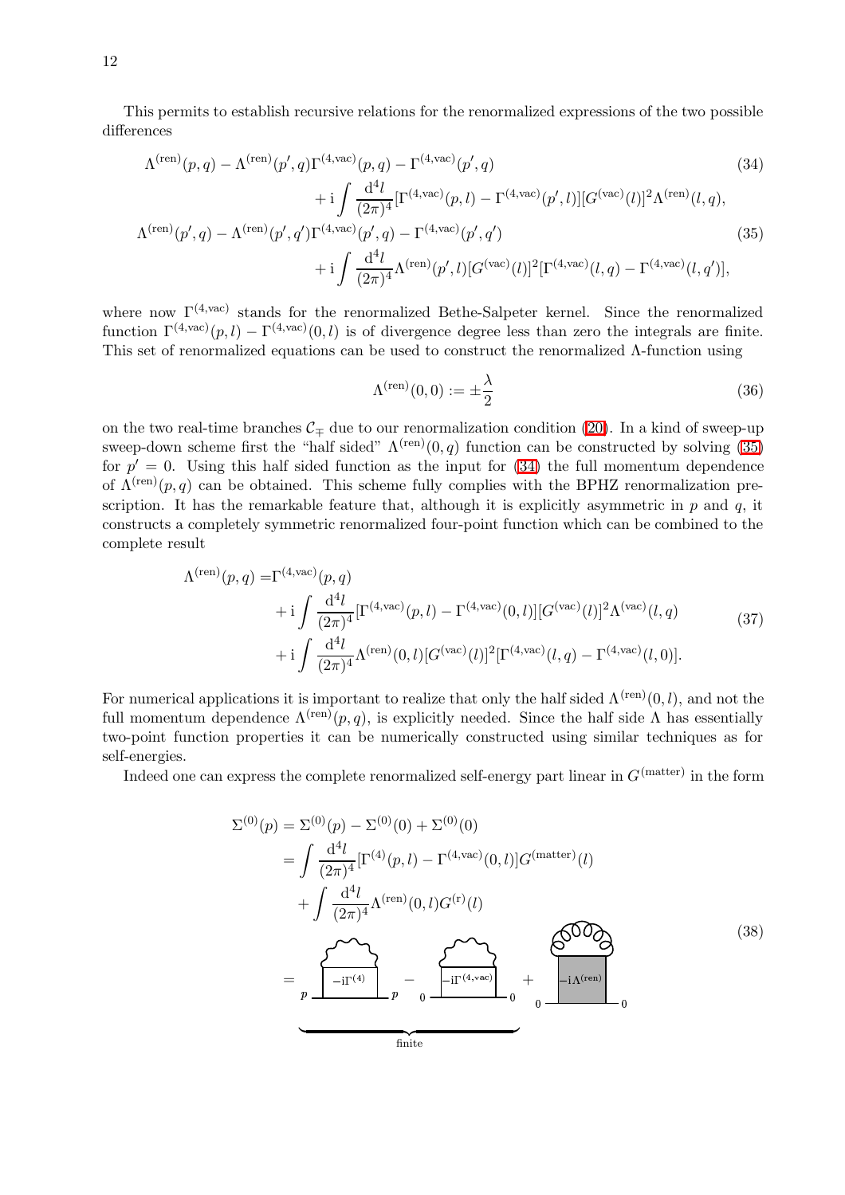This permits to establish recursive relations for the renormalized expressions of the two possible differences

$$\begin{aligned}
\Lambda^{(\mathrm{ren})}(p,q) - \Lambda^{(\mathrm{ren})}(p',q) \Gamma^{(4,\mathrm{vac})}(p,q) - \Gamma^{(4,\mathrm{vac})}(p',q) \\
+ \mathrm{i} \int \frac{\mathrm{d}^4 l}{(2\pi)^4} [\Gamma^{(4,\mathrm{vac})}(p,l) - \Gamma^{(4,\mathrm{vac})}(p',l)][G^{(\mathrm{vac})}(l)]^2 \Lambda^{(\mathrm{ren})}(l,q),
\end{aligned} \tag{34}$$

$$\begin{aligned}
\Lambda^{(\mathrm{ren})}(p',q) - \Lambda^{(\mathrm{ren})}(p',q') \Gamma^{(4,\mathrm{vac})}(p',q) - \Gamma^{(4,\mathrm{vac})}(p',q') \\
+ \mathrm{i} \int \frac{\mathrm{d}^4 l}{(2\pi)^4} \Lambda^{(\mathrm{ren})}(p',l)[G^{(\mathrm{vac})}(l)]^2 [\Gamma^{(4,\mathrm{vac})}(l,q) - \Gamma^{(4,\mathrm{vac})}(l,q')],
\end{aligned} \tag{35}$$

where now $\Gamma^{(4,\mathrm{vac})}$ stands for the renormalized Bethe-Salpeter kernel. Since the renormalized function $\Gamma^{(4,\mathrm{vac})}(p,l) - \Gamma^{(4,\mathrm{vac})}(0,l)$ is of divergence degree less than zero the integrals are finite. This set of renormalized equations can be used to construct the renormalized $\Lambda$-function using

$$\Lambda^{(\mathrm{ren})}(0,0) := \pm \frac{\lambda}{2} \tag{36}$$

on the two real-time branches $\mathcal{C}_{\mp}$ due to our renormalization condition (20). In a kind of sweep-up sweep-down scheme first the "half sided" $\Lambda^{(\mathrm{ren})}(0,q)$ function can be constructed by solving (35) for $p' = 0$. Using this half sided function as the input for (34) the full momentum dependence of $\Lambda^{(\mathrm{ren})}(p,q)$ can be obtained. This scheme fully complies with the BPHZ renormalization prescription. It has the remarkable feature that, although it is explicitly asymmetric in $p$ and $q$, it constructs a completely symmetric renormalized four-point function which can be combined to the complete result

$$\begin{aligned}
\Lambda^{(\mathrm{ren})}(p,q) = & \Gamma^{(4,\mathrm{vac})}(p,q) \\
& + \mathrm{i} \int \frac{\mathrm{d}^4 l}{(2\pi)^4} [\Gamma^{(4,\mathrm{vac})}(p,l) - \Gamma^{(4,\mathrm{vac})}(0,l)][G^{(\mathrm{vac})}(l)]^2 \Lambda^{(\mathrm{vac})}(l,q) \\
& + \mathrm{i} \int \frac{\mathrm{d}^4 l}{(2\pi)^4} \Lambda^{(\mathrm{ren})}(0,l)[G^{(\mathrm{vac})}(l)]^2 [\Gamma^{(4,\mathrm{vac})}(l,q) - \Gamma^{(4,\mathrm{vac})}(l,0)].
\end{aligned} \tag{37}$$

For numerical applications it is important to realize that only the half sided $\Lambda^{(\mathrm{ren})}(0,l)$, and not the full momentum dependence $\Lambda^{(\mathrm{ren})}(p,q)$, is explicitly needed. Since the half side $\Lambda$ has essentially two-point function properties it can be numerically constructed using similar techniques as for self-energies.

Indeed one can express the complete renormalized self-energy part linear in $G^{(\mathrm{matter})}$ in the form

$$\begin{aligned}
\Sigma^{(0)}(p) &= \Sigma^{(0)}(p) - \Sigma^{(0)}(0) + \Sigma^{(0)}(0) \\
&= \int \frac{\mathrm{d}^4 l}{(2\pi)^4} [\Gamma^{(4)}(p,l) - \Gamma^{(4,\mathrm{vac})}(0,l)] G^{(\mathrm{matter})}(l) \\
&\quad + \int \frac{\mathrm{d}^4 l}{(2\pi)^4} \Lambda^{(\mathrm{ren})}(0,l) G^{(\mathrm{r})}(l)
\end{aligned} \tag{38}$$

$= \underbrace{[-\mathrm{i}\Gamma^{(4)}]_{p,p} - [-\mathrm{i}\Gamma^{(4,\mathrm{vac})}]_{0,0}}_{\text{finite}} + [-\mathrm{i}\Lambda^{(\mathrm{ren})}]_{0,0}$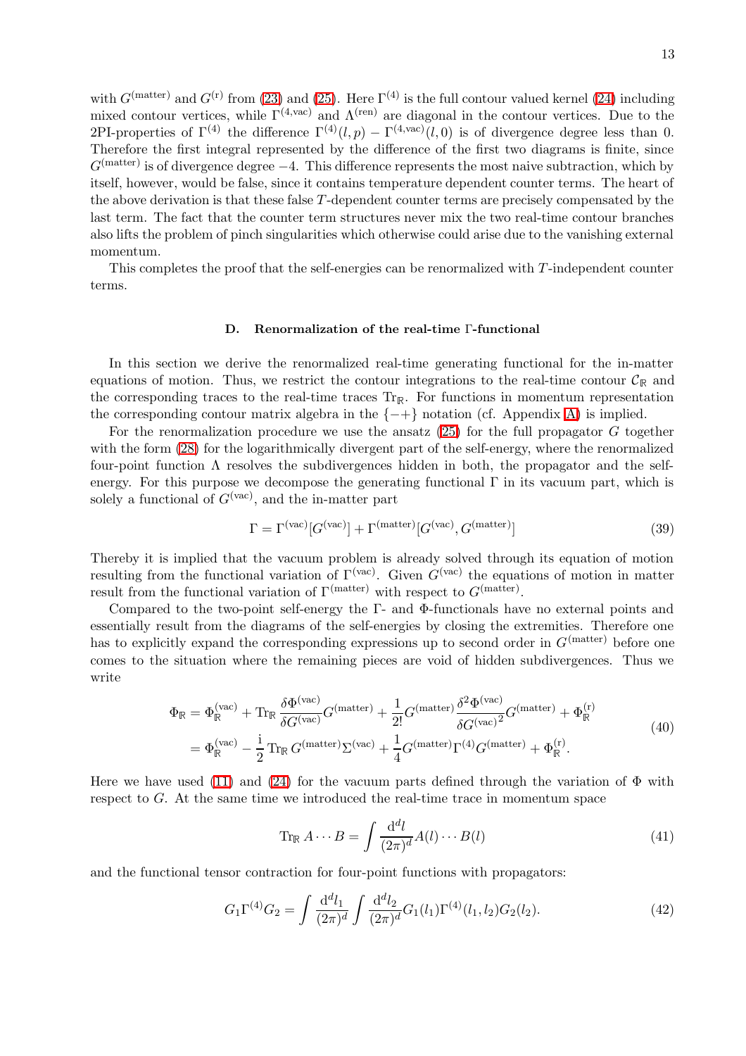with $G^{(\text{matter})}$ and $G^{(\text{r})}$ from (23) and (25). Here $\Gamma^{(4)}$ is the full contour valued kernel (24) including mixed contour vertices, while $\Gamma^{(4,\text{vac})}$ and $\Lambda^{(\text{ren})}$ are diagonal in the contour vertices. Due to the 2PI-properties of $\Gamma^{(4)}$ the difference $\Gamma^{(4)}(l,p) - \Gamma^{(4,\text{vac})}(l,0)$ is of divergence degree less than 0. Therefore the first integral represented by the difference of the first two diagrams is finite, since $G^{(\text{matter})}$ is of divergence degree $-4$. This difference represents the most naive subtraction, which by itself, however, would be false, since it contains temperature dependent counter terms. The heart of the above derivation is that these false $T$-dependent counter terms are precisely compensated by the last term. The fact that the counter term structures never mix the two real-time contour branches also lifts the problem of pinch singularities which otherwise could arise due to the vanishing external momentum.

This completes the proof that the self-energies can be renormalized with $T$-independent counter terms.

### D. Renormalization of the real-time Γ-functional

In this section we derive the renormalized real-time generating functional for the in-matter equations of motion. Thus, we restrict the contour integrations to the real-time contour $\mathcal{C}_{\mathbb{R}}$ and the corresponding traces to the real-time traces $\mathrm{Tr}_{\mathbb{R}}$. For functions in momentum representation the corresponding contour matrix algebra in the $\{-+\}$ notation (cf. Appendix A) is implied.

For the renormalization procedure we use the ansatz (25) for the full propagator $G$ together with the form (28) for the logarithmically divergent part of the self-energy, where the renormalized four-point function $\Lambda$ resolves the subdivergences hidden in both, the propagator and the self-energy. For this purpose we decompose the generating functional $\Gamma$ in its vacuum part, which is solely a functional of $G^{(\text{vac})}$, and the in-matter part

$$\Gamma = \Gamma^{(\text{vac})}[G^{(\text{vac})}] + \Gamma^{(\text{matter})}[G^{(\text{vac})}, G^{(\text{matter})}] \tag{39}$$

Thereby it is implied that the vacuum problem is already solved through its equation of motion resulting from the functional variation of $\Gamma^{(\text{vac})}$. Given $G^{(\text{vac})}$ the equations of motion in matter result from the functional variation of $\Gamma^{(\text{matter})}$ with respect to $G^{(\text{matter})}$.

Compared to the two-point self-energy the Γ- and Φ-functionals have no external points and essentially result from the diagrams of the self-energies by closing the extremities. Therefore one has to explicitly expand the corresponding expressions up to second order in $G^{(\text{matter})}$ before one comes to the situation where the remaining pieces are void of hidden subdivergences. Thus we write

$$\begin{aligned}
\Phi_{\mathbb{R}} &= \Phi_{\mathbb{R}}^{(\text{vac})} + \mathrm{Tr}_{\mathbb{R}} \frac{\delta \Phi^{(\text{vac})}}{\delta G^{(\text{vac})}} G^{(\text{matter})} + \frac{1}{2!} G^{(\text{matter})} \frac{\delta^2 \Phi^{(\text{vac})}}{\delta {G^{(\text{vac})}}^2} G^{(\text{matter})} + \Phi_{\mathbb{R}}^{(\text{r})} \\
&= \Phi_{\mathbb{R}}^{(\text{vac})} - \frac{\mathrm{i}}{2} \mathrm{Tr}_{\mathbb{R}}\, G^{(\text{matter})} \Sigma^{(\text{vac})} + \frac{1}{4} G^{(\text{matter})} \Gamma^{(4)} G^{(\text{matter})} + \Phi_{\mathbb{R}}^{(\text{r})}.
\end{aligned} \tag{40}$$

Here we have used (11) and (24) for the vacuum parts defined through the variation of $\Phi$ with respect to $G$. At the same time we introduced the real-time trace in momentum space

$$\mathrm{Tr}_{\mathbb{R}}\, A \cdots B = \int \frac{\mathrm{d}^d l}{(2\pi)^d} A(l) \cdots B(l) \tag{41}$$

and the functional tensor contraction for four-point functions with propagators:

$$G_1 \Gamma^{(4)} G_2 = \int \frac{\mathrm{d}^d l_1}{(2\pi)^d} \int \frac{\mathrm{d}^d l_2}{(2\pi)^d} G_1(l_1) \Gamma^{(4)}(l_1, l_2) G_2(l_2). \tag{42}$$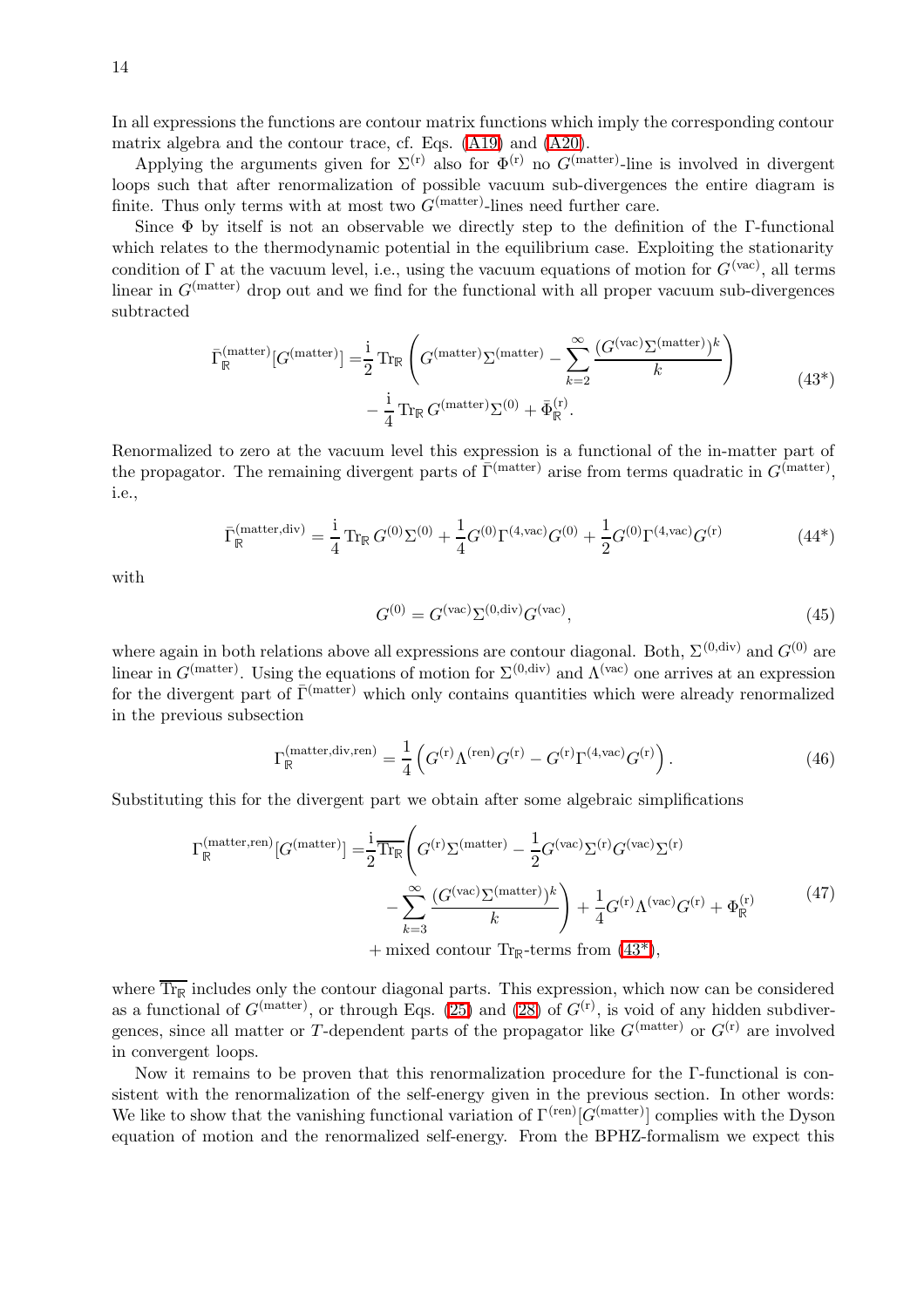In all expressions the functions are contour matrix functions which imply the corresponding contour matrix algebra and the contour trace, cf. Eqs. (A19) and (A20).

Applying the arguments given for $\Sigma^{(\mathrm{r})}$ also for $\Phi^{(\mathrm{r})}$ no $G^{(\mathrm{matter})}$-line is involved in divergent loops such that after renormalization of possible vacuum sub-divergences the entire diagram is finite. Thus only terms with at most two $G^{(\mathrm{matter})}$-lines need further care.

Since $\Phi$ by itself is not an observable we directly step to the definition of the $\Gamma$-functional which relates to the thermodynamic potential in the equilibrium case. Exploiting the stationarity condition of $\Gamma$ at the vacuum level, i.e., using the vacuum equations of motion for $G^{(\mathrm{vac})}$, all terms linear in $G^{(\mathrm{matter})}$ drop out and we find for the functional with all proper vacuum sub-divergences subtracted

$$
\begin{aligned}
\bar{\Gamma}^{(\mathrm{matter})}_{\mathbb{R}}[G^{(\mathrm{matter})}] =& \frac{\mathrm{i}}{2}\operatorname{Tr}_{\mathbb{R}}\left(G^{(\mathrm{matter})}\Sigma^{(\mathrm{matter})} - \sum_{k=2}^{\infty}\frac{(G^{(\mathrm{vac})}\Sigma^{(\mathrm{matter})})^k}{k}\right) \\
&- \frac{\mathrm{i}}{4}\operatorname{Tr}_{\mathbb{R}} G^{(\mathrm{matter})}\Sigma^{(0)} + \bar{\Phi}^{(\mathrm{r})}_{\mathbb{R}}.
\end{aligned}
\tag{43*}
$$

Renormalized to zero at the vacuum level this expression is a functional of the in-matter part of the propagator. The remaining divergent parts of $\bar{\Gamma}^{(\mathrm{matter})}$ arise from terms quadratic in $G^{(\mathrm{matter})}$, i.e.,

$$
\bar{\Gamma}^{(\mathrm{matter,div})}_{\mathbb{R}} = \frac{\mathrm{i}}{4}\operatorname{Tr}_{\mathbb{R}} G^{(0)}\Sigma^{(0)} + \frac{1}{4}G^{(0)}\Gamma^{(4,\mathrm{vac})}G^{(0)} + \frac{1}{2}G^{(0)}\Gamma^{(4,\mathrm{vac})}G^{(\mathrm{r})}
\tag{44*}
$$

with

$$
G^{(0)} = G^{(\mathrm{vac})}\Sigma^{(0,\mathrm{div})}G^{(\mathrm{vac})},
\tag{45}
$$

where again in both relations above all expressions are contour diagonal. Both, $\Sigma^{(0,\mathrm{div})}$ and $G^{(0)}$ are linear in $G^{(\mathrm{matter})}$. Using the equations of motion for $\Sigma^{(0,\mathrm{div})}$ and $\Lambda^{(\mathrm{vac})}$ one arrives at an expression for the divergent part of $\bar{\Gamma}^{(\mathrm{matter})}$ which only contains quantities which were already renormalized in the previous subsection

$$
\Gamma^{(\mathrm{matter,div,ren})}_{\mathbb{R}} = \frac{1}{4}\left(G^{(\mathrm{r})}\Lambda^{(\mathrm{ren})}G^{(\mathrm{r})} - G^{(\mathrm{r})}\Gamma^{(4,\mathrm{vac})}G^{(\mathrm{r})}\right).
\tag{46}
$$

Substituting this for the divergent part we obtain after some algebraic simplifications

$$
\begin{aligned}
\Gamma^{(\mathrm{matter,ren})}_{\mathbb{R}}[G^{(\mathrm{matter})}] =& \frac{\mathrm{i}}{2}\overline{\operatorname{Tr}_{\mathbb{R}}}\Bigg(G^{(\mathrm{r})}\Sigma^{(\mathrm{matter})} - \frac{1}{2}G^{(\mathrm{vac})}\Sigma^{(\mathrm{r})}G^{(\mathrm{vac})}\Sigma^{(\mathrm{r})} \\
&- \sum_{k=3}^{\infty}\frac{(G^{(\mathrm{vac})}\Sigma^{(\mathrm{matter})})^k}{k}\Bigg) + \frac{1}{4}G^{(\mathrm{r})}\Lambda^{(\mathrm{vac})}G^{(\mathrm{r})} + \Phi^{(\mathrm{r})}_{\mathbb{R}} \\
&+ \text{mixed contour } \operatorname{Tr}_{\mathbb{R}}\text{-terms from (43*)},
\end{aligned}
\tag{47}
$$

where $\overline{\operatorname{Tr}_{\mathbb{R}}}$ includes only the contour diagonal parts. This expression, which now can be considered as a functional of $G^{(\mathrm{matter})}$, or through Eqs. (25) and (28) of $G^{(\mathrm{r})}$, is void of any hidden subdivergences, since all matter or $T$-dependent parts of the propagator like $G^{(\mathrm{matter})}$ or $G^{(\mathrm{r})}$ are involved in convergent loops.

Now it remains to be proven that this renormalization procedure for the $\Gamma$-functional is consistent with the renormalization of the self-energy given in the previous section. In other words: We like to show that the vanishing functional variation of $\Gamma^{(\mathrm{ren})}[G^{(\mathrm{matter})}]$ complies with the Dyson equation of motion and the renormalized self-energy. From the BPHZ-formalism we expect this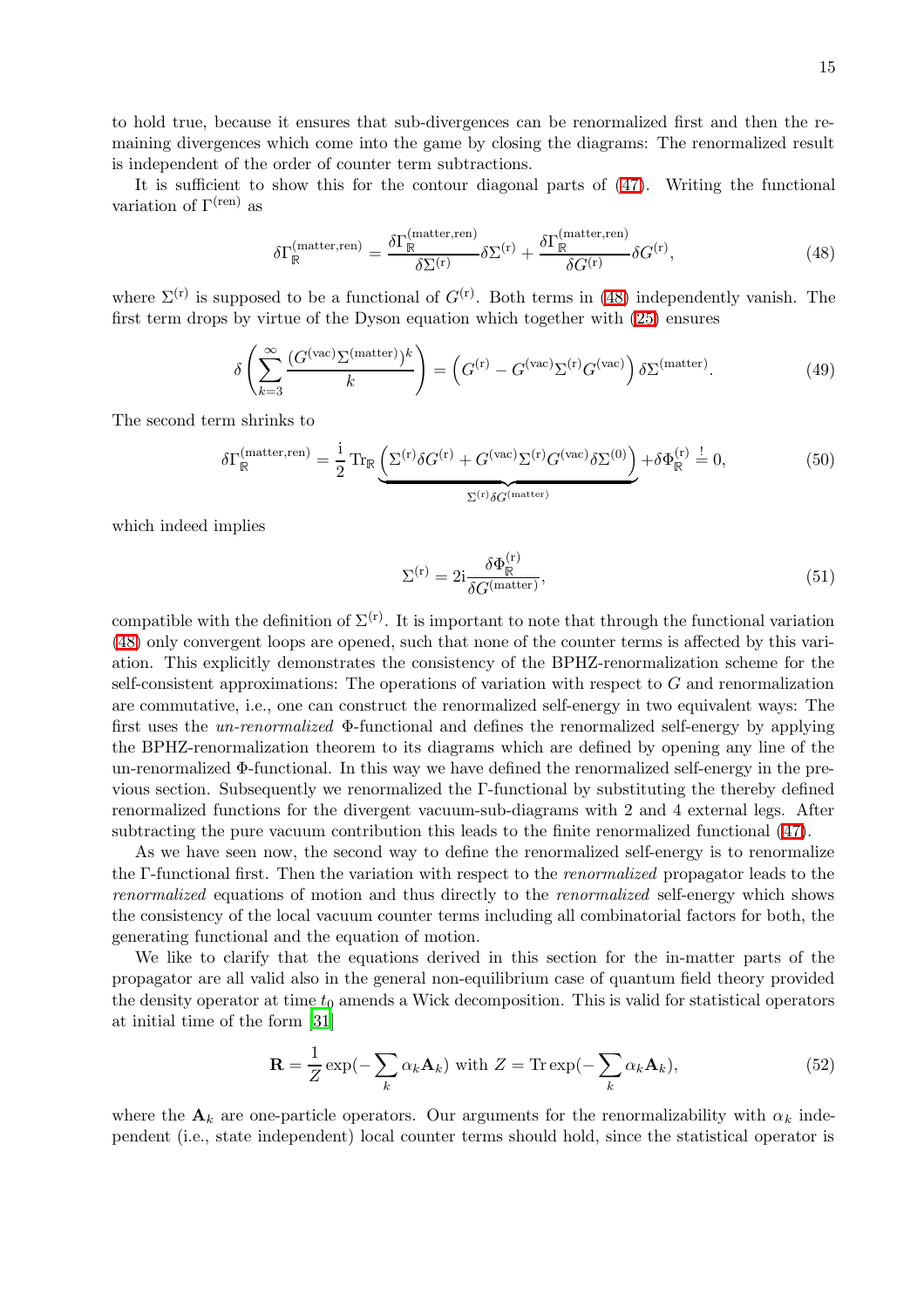to hold true, because it ensures that sub-divergences can be renormalized first and then the remaining divergences which come into the game by closing the diagrams: The renormalized result is independent of the order of counter term subtractions.

It is sufficient to show this for the contour diagonal parts of (47). Writing the functional variation of $\Gamma^{(\text{ren})}$ as

$$\delta\Gamma_{\mathbb{R}}^{(\text{matter,ren})} = \frac{\delta\Gamma_{\mathbb{R}}^{(\text{matter,ren})}}{\delta\Sigma^{(\text{r})}}\delta\Sigma^{(\text{r})} + \frac{\delta\Gamma_{\mathbb{R}}^{(\text{matter,ren})}}{\delta G^{(\text{r})}}\delta G^{(\text{r})}, \tag{48}$$

where $\Sigma^{(\text{r})}$ is supposed to be a functional of $G^{(\text{r})}$. Both terms in (48) independently vanish. The first term drops by virtue of the Dyson equation which together with (25) ensures

$$\delta\left(\sum_{k=3}^{\infty}\frac{(G^{(\text{vac})}\Sigma^{(\text{matter})})^k}{k}\right) = \left(G^{(\text{r})} - G^{(\text{vac})}\Sigma^{(\text{r})}G^{(\text{vac})}\right)\delta\Sigma^{(\text{matter})}. \tag{49}$$

The second term shrinks to

$$\delta\Gamma_{\mathbb{R}}^{(\text{matter,ren})} = \frac{\mathrm{i}}{2}\,\mathrm{Tr}_{\mathbb{R}}\underbrace{\left(\Sigma^{(\text{r})}\delta G^{(\text{r})} + G^{(\text{vac})}\Sigma^{(\text{r})}G^{(\text{vac})}\delta\Sigma^{(0)}\right)}_{\Sigma^{(\text{r})}\delta G^{(\text{matter})}} + \delta\Phi_{\mathbb{R}}^{(\text{r})} \stackrel{!}{=} 0, \tag{50}$$

which indeed implies

$$\Sigma^{(\text{r})} = 2\mathrm{i}\frac{\delta\Phi_{\mathbb{R}}^{(\text{r})}}{\delta G^{(\text{matter})}}, \tag{51}$$

compatible with the definition of $\Sigma^{(\text{r})}$. It is important to note that through the functional variation (48) only convergent loops are opened, such that none of the counter terms is affected by this variation. This explicitly demonstrates the consistency of the BPHZ-renormalization scheme for the self-consistent approximations: The operations of variation with respect to $G$ and renormalization are commutative, i.e., one can construct the renormalized self-energy in two equivalent ways: The first uses the *un-renormalized* $\Phi$-functional and defines the renormalized self-energy by applying the BPHZ-renormalization theorem to its diagrams which are defined by opening any line of the un-renormalized $\Phi$-functional. In this way we have defined the renormalized self-energy in the previous section. Subsequently we renormalized the $\Gamma$-functional by substituting the thereby defined renormalized functions for the divergent vacuum-sub-diagrams with 2 and 4 external legs. After subtracting the pure vacuum contribution this leads to the finite renormalized functional (47).

As we have seen now, the second way to define the renormalized self-energy is to renormalize the $\Gamma$-functional first. Then the variation with respect to the *renormalized* propagator leads to the *renormalized* equations of motion and thus directly to the *renormalized* self-energy which shows the consistency of the local vacuum counter terms including all combinatorial factors for both, the generating functional and the equation of motion.

We like to clarify that the equations derived in this section for the in-matter parts of the propagator are all valid also in the general non-equilibrium case of quantum field theory provided the density operator at time $t_0$ amends a Wick decomposition. This is valid for statistical operators at initial time of the form [31]

$$\mathbf{R} = \frac{1}{Z}\exp(-\sum_k \alpha_k \mathbf{A}_k) \text{ with } Z = \mathrm{Tr}\exp(-\sum_k \alpha_k \mathbf{A}_k), \tag{52}$$

where the $\mathbf{A}_k$ are one-particle operators. Our arguments for the renormalizability with $\alpha_k$ independent (i.e., state independent) local counter terms should hold, since the statistical operator is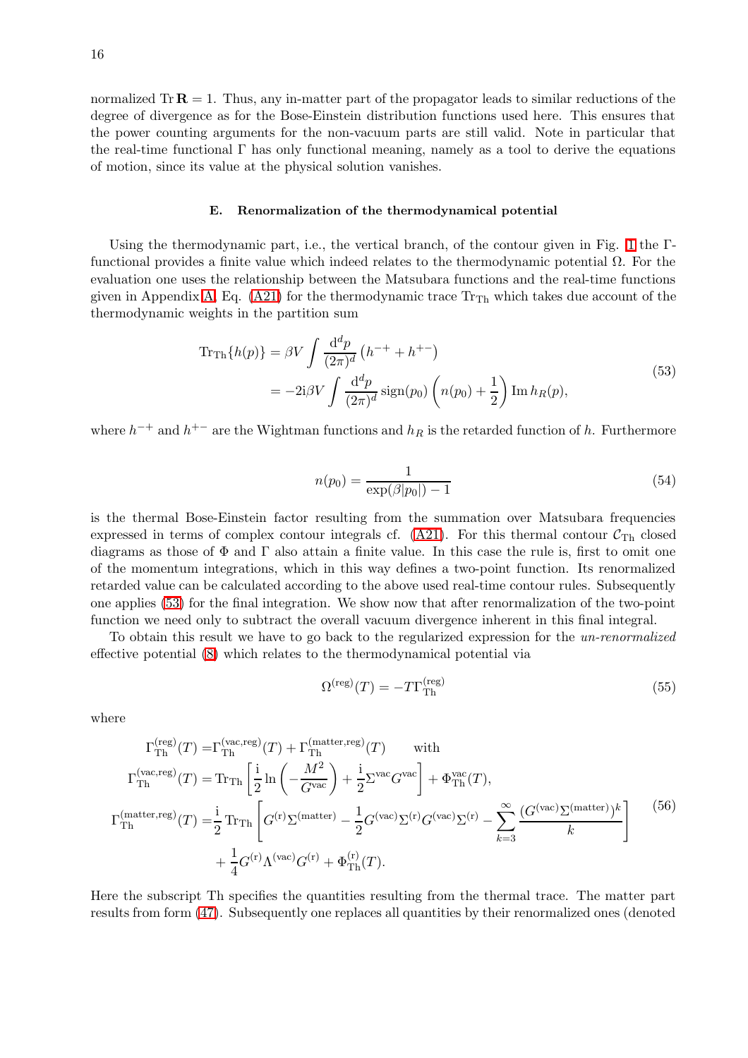normalized $\operatorname{Tr}\mathbf{R} = 1$. Thus, any in-matter part of the propagator leads to similar reductions of the degree of divergence as for the Bose-Einstein distribution functions used here. This ensures that the power counting arguments for the non-vacuum parts are still valid. Note in particular that the real-time functional $\Gamma$ has only functional meaning, namely as a tool to derive the equations of motion, since its value at the physical solution vanishes.

### E. Renormalization of the thermodynamical potential

Using the thermodynamic part, i.e., the vertical branch, of the contour given in Fig. 1 the $\Gamma$-functional provides a finite value which indeed relates to the thermodynamic potential $\Omega$. For the evaluation one uses the relationship between the Matsubara functions and the real-time functions given in Appendix A, Eq. (A21) for the thermodynamic trace $\operatorname{Tr}_{\text{Th}}$ which takes due account of the thermodynamic weights in the partition sum

$$
\begin{aligned}
\operatorname{Tr}_{\text{Th}}\{h(p)\} &= \beta V \int \frac{\mathrm{d}^d p}{(2\pi)^d} \left(h^{-+} + h^{+-}\right) \\
&= -2\mathrm{i}\beta V \int \frac{\mathrm{d}^d p}{(2\pi)^d} \operatorname{sign}(p_0)\left(n(p_0) + \frac{1}{2}\right) \operatorname{Im} h_R(p),
\end{aligned}
\tag{53}
$$

where $h^{-+}$ and $h^{+-}$ are the Wightman functions and $h_R$ is the retarded function of $h$. Furthermore

$$
n(p_0) = \frac{1}{\exp(\beta|p_0|) - 1}
\tag{54}
$$

is the thermal Bose-Einstein factor resulting from the summation over Matsubara frequencies expressed in terms of complex contour integrals cf. (A21). For this thermal contour $\mathcal{C}_{\text{Th}}$ closed diagrams as those of $\Phi$ and $\Gamma$ also attain a finite value. In this case the rule is, first to omit one of the momentum integrations, which in this way defines a two-point function. Its renormalized retarded value can be calculated according to the above used real-time contour rules. Subsequently one applies (53) for the final integration. We show now that after renormalization of the two-point function we need only to subtract the overall vacuum divergence inherent in this final integral.

To obtain this result we have to go back to the regularized expression for the *un-renormalized* effective potential (8) which relates to the thermodynamical potential via

$$
\Omega^{(\text{reg})}(T) = -T\Gamma_{\text{Th}}^{(\text{reg})}
\tag{55}
$$

where

$$
\begin{aligned}
\Gamma_{\text{Th}}^{(\text{reg})}(T) =& \Gamma_{\text{Th}}^{(\text{vac,reg})}(T) + \Gamma_{\text{Th}}^{(\text{matter,reg})}(T) \qquad \text{with} \\
\Gamma_{\text{Th}}^{(\text{vac,reg})}(T) =& \operatorname{Tr}_{\text{Th}}\left[\frac{\mathrm{i}}{2}\ln\left(-\frac{M^2}{G^{\text{vac}}}\right) + \frac{\mathrm{i}}{2}\Sigma^{\text{vac}}G^{\text{vac}}\right] + \Phi_{\text{Th}}^{\text{vac}}(T), \\
\Gamma_{\text{Th}}^{(\text{matter,reg})}(T) =& \frac{\mathrm{i}}{2}\operatorname{Tr}_{\text{Th}}\left[G^{(\text{r})}\Sigma^{(\text{matter})} - \frac{1}{2}G^{(\text{vac})}\Sigma^{(\text{r})}G^{(\text{vac})}\Sigma^{(\text{r})} - \sum_{k=3}^{\infty}\frac{(G^{(\text{vac})}\Sigma^{(\text{matter})})^k}{k}\right] \\
&+ \frac{1}{4}G^{(\text{r})}\Lambda^{(\text{vac})}G^{(\text{r})} + \Phi_{\text{Th}}^{(\text{r})}(T).
\end{aligned}
\tag{56}
$$

Here the subscript Th specifies the quantities resulting from the thermal trace. The matter part results from form (47). Subsequently one replaces all quantities by their renormalized ones (denoted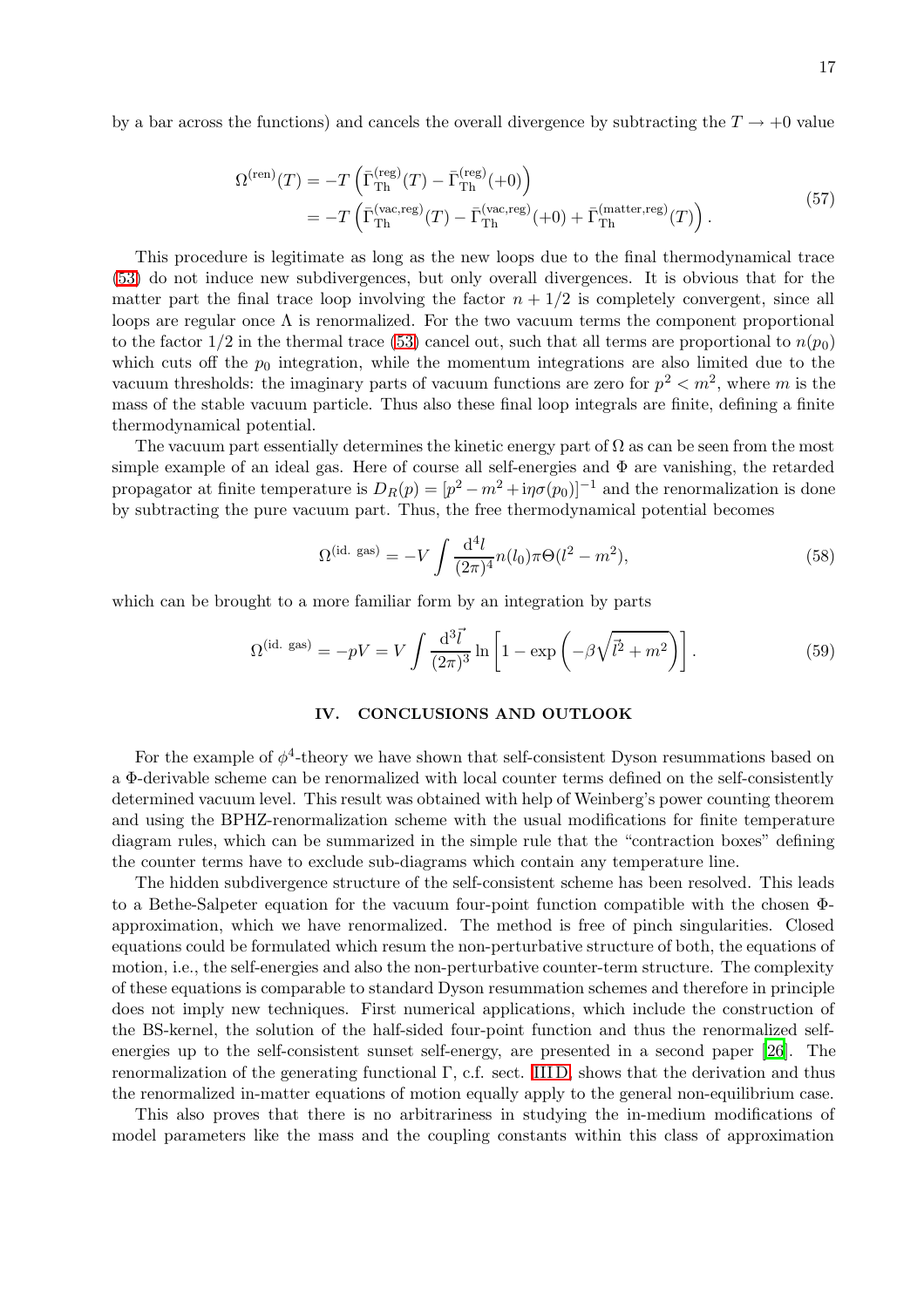by a bar across the functions) and cancels the overall divergence by subtracting the $T \to +0$ value

$$
\begin{aligned}
\Omega^{(\text{ren})}(T) &= -T\left(\bar{\Gamma}_{\text{Th}}^{(\text{reg})}(T) - \bar{\Gamma}_{\text{Th}}^{(\text{reg})}(+0)\right) \\
&= -T\left(\bar{\Gamma}_{\text{Th}}^{(\text{vac,reg})}(T) - \bar{\Gamma}_{\text{Th}}^{(\text{vac,reg})}(+0) + \bar{\Gamma}_{\text{Th}}^{(\text{matter,reg})}(T)\right).
\end{aligned}
\tag{57}
$$

This procedure is legitimate as long as the new loops due to the final thermodynamical trace (53) do not induce new subdivergences, but only overall divergences. It is obvious that for the matter part the final trace loop involving the factor $n + 1/2$ is completely convergent, since all loops are regular once $\Lambda$ is renormalized. For the two vacuum terms the component proportional to the factor $1/2$ in the thermal trace (53) cancel out, such that all terms are proportional to $n(p_0)$ which cuts off the $p_0$ integration, while the momentum integrations are also limited due to the vacuum thresholds: the imaginary parts of vacuum functions are zero for $p^2 < m^2$, where $m$ is the mass of the stable vacuum particle. Thus also these final loop integrals are finite, defining a finite thermodynamical potential.

The vacuum part essentially determines the kinetic energy part of $\Omega$ as can be seen from the most simple example of an ideal gas. Here of course all self-energies and $\Phi$ are vanishing, the retarded propagator at finite temperature is $D_R(p) = [p^2 - m^2 + \mathrm{i}\eta\sigma(p_0)]^{-1}$ and the renormalization is done by subtracting the pure vacuum part. Thus, the free thermodynamical potential becomes

$$
\Omega^{(\text{id. gas})} = -V \int \frac{\mathrm{d}^4 l}{(2\pi)^4} n(l_0) \pi \Theta(l^2 - m^2), \tag{58}
$$

which can be brought to a more familiar form by an integration by parts

$$
\Omega^{(\text{id. gas})} = -pV = V \int \frac{\mathrm{d}^3 \vec{l}}{(2\pi)^3} \ln\left[1 - \exp\left(-\beta\sqrt{\vec{l}^2 + m^2}\right)\right]. \tag{59}
$$

## IV. CONCLUSIONS AND OUTLOOK

For the example of $\phi^4$-theory we have shown that self-consistent Dyson resummations based on a $\Phi$-derivable scheme can be renormalized with local counter terms defined on the self-consistently determined vacuum level. This result was obtained with help of Weinberg's power counting theorem and using the BPHZ-renormalization scheme with the usual modifications for finite temperature diagram rules, which can be summarized in the simple rule that the "contraction boxes" defining the counter terms have to exclude sub-diagrams which contain any temperature line.

The hidden subdivergence structure of the self-consistent scheme has been resolved. This leads to a Bethe-Salpeter equation for the vacuum four-point function compatible with the chosen $\Phi$-approximation, which we have renormalized. The method is free of pinch singularities. Closed equations could be formulated which resum the non-perturbative structure of both, the equations of motion, i.e., the self-energies and also the non-perturbative counter-term structure. The complexity of these equations is comparable to standard Dyson resummation schemes and therefore in principle does not imply new techniques. First numerical applications, which include the construction of the BS-kernel, the solution of the half-sided four-point function and thus the renormalized self-energies up to the self-consistent sunset self-energy, are presented in a second paper [26]. The renormalization of the generating functional $\Gamma$, c.f. sect. III D, shows that the derivation and thus the renormalized in-matter equations of motion equally apply to the general non-equilibrium case.

This also proves that there is no arbitrariness in studying the in-medium modifications of model parameters like the mass and the coupling constants within this class of approximation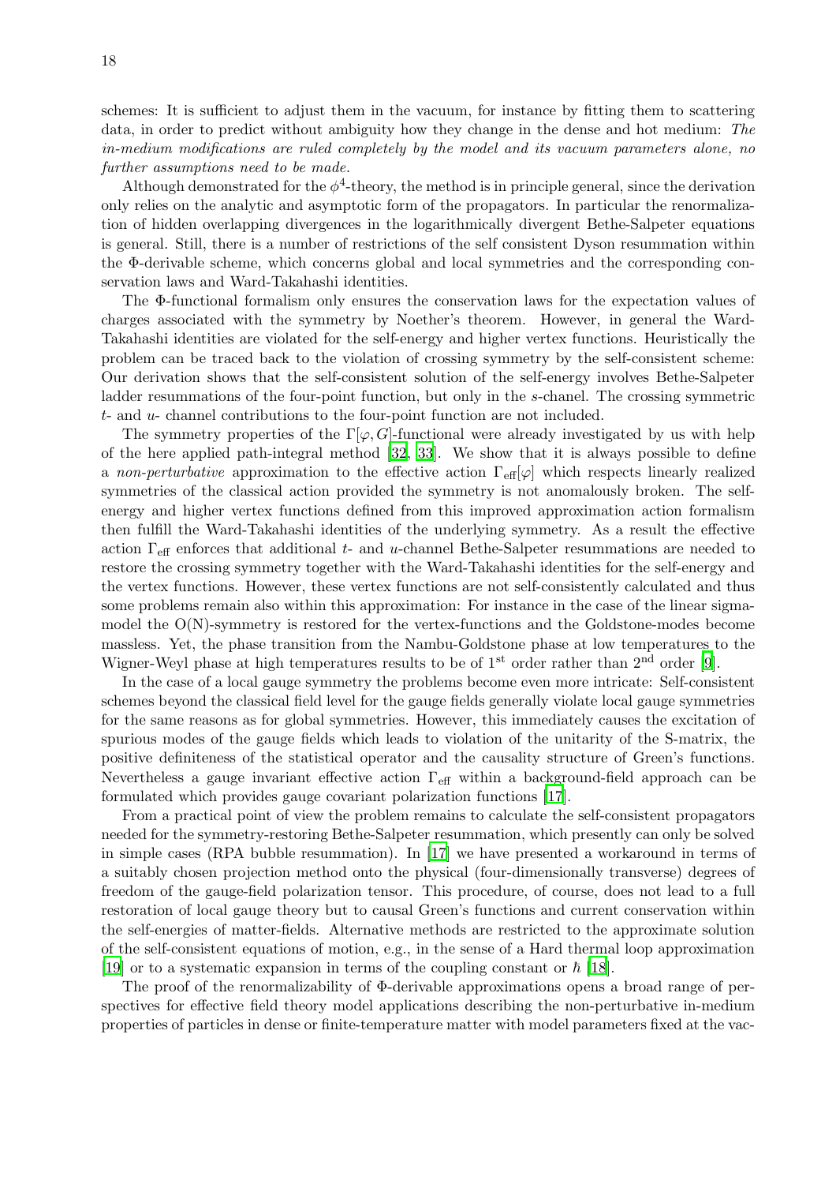schemes: It is sufficient to adjust them in the vacuum, for instance by fitting them to scattering data, in order to predict without ambiguity how they change in the dense and hot medium: *The in-medium modifications are ruled completely by the model and its vacuum parameters alone, no further assumptions need to be made.*

Although demonstrated for the $\phi^4$-theory, the method is in principle general, since the derivation only relies on the analytic and asymptotic form of the propagators. In particular the renormalization of hidden overlapping divergences in the logarithmically divergent Bethe-Salpeter equations is general. Still, there is a number of restrictions of the self consistent Dyson resummation within the Φ-derivable scheme, which concerns global and local symmetries and the corresponding conservation laws and Ward-Takahashi identities.

The Φ-functional formalism only ensures the conservation laws for the expectation values of charges associated with the symmetry by Noether's theorem. However, in general the Ward-Takahashi identities are violated for the self-energy and higher vertex functions. Heuristically the problem can be traced back to the violation of crossing symmetry by the self-consistent scheme: Our derivation shows that the self-consistent solution of the self-energy involves Bethe-Salpeter ladder resummations of the four-point function, but only in the $s$-chanel. The crossing symmetric $t$- and $u$- channel contributions to the four-point function are not included.

The symmetry properties of the $\Gamma[\varphi, G]$-functional were already investigated by us with help of the here applied path-integral method [32, 33]. We show that it is always possible to define a *non-perturbative* approximation to the effective action $\Gamma_{\text{eff}}[\varphi]$ which respects linearly realized symmetries of the classical action provided the symmetry is not anomalously broken. The self-energy and higher vertex functions defined from this improved approximation action formalism then fulfill the Ward-Takahashi identities of the underlying symmetry. As a result the effective action $\Gamma_{\text{eff}}$ enforces that additional $t$- and $u$-channel Bethe-Salpeter resummations are needed to restore the crossing symmetry together with the Ward-Takahashi identities for the self-energy and the vertex functions. However, these vertex functions are not self-consistently calculated and thus some problems remain also within this approximation: For instance in the case of the linear sigma-model the O(N)-symmetry is restored for the vertex-functions and the Goldstone-modes become massless. Yet, the phase transition from the Nambu-Goldstone phase at low temperatures to the Wigner-Weyl phase at high temperatures results to be of $1^{\text{st}}$ order rather than $2^{\text{nd}}$ order [9].

In the case of a local gauge symmetry the problems become even more intricate: Self-consistent schemes beyond the classical field level for the gauge fields generally violate local gauge symmetries for the same reasons as for global symmetries. However, this immediately causes the excitation of spurious modes of the gauge fields which leads to violation of the unitarity of the S-matrix, the positive definiteness of the statistical operator and the causality structure of Green's functions. Nevertheless a gauge invariant effective action $\Gamma_{\text{eff}}$ within a background-field approach can be formulated which provides gauge covariant polarization functions [17].

From a practical point of view the problem remains to calculate the self-consistent propagators needed for the symmetry-restoring Bethe-Salpeter resummation, which presently can only be solved in simple cases (RPA bubble resummation). In [17] we have presented a workaround in terms of a suitably chosen projection method onto the physical (four-dimensionally transverse) degrees of freedom of the gauge-field polarization tensor. This procedure, of course, does not lead to a full restoration of local gauge theory but to causal Green's functions and current conservation within the self-energies of matter-fields. Alternative methods are restricted to the approximate solution of the self-consistent equations of motion, e.g., in the sense of a Hard thermal loop approximation [19] or to a systematic expansion in terms of the coupling constant or $\hbar$ [18].

The proof of the renormalizability of Φ-derivable approximations opens a broad range of perspectives for effective field theory model applications describing the non-perturbative in-medium properties of particles in dense or finite-temperature matter with model parameters fixed at the vac-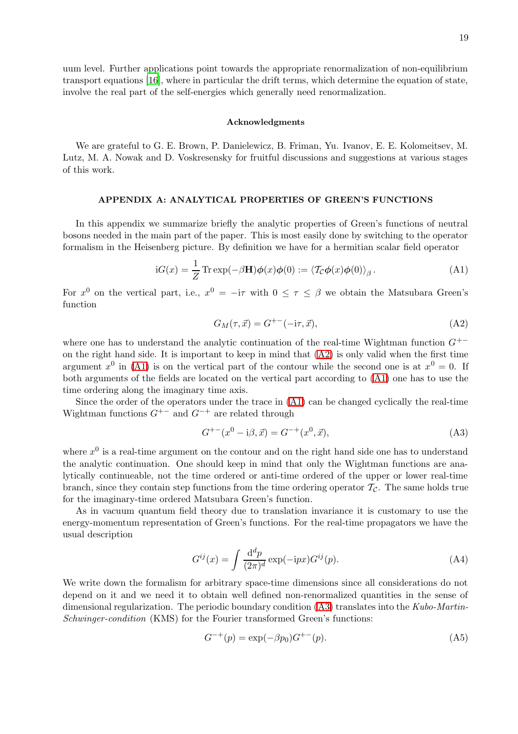uum level. Further applications point towards the appropriate renormalization of non-equilibrium transport equations [16], where in particular the drift terms, which determine the equation of state, involve the real part of the self-energies which generally need renormalization.

#### Acknowledgments

We are grateful to G. E. Brown, P. Danielewicz, B. Friman, Yu. Ivanov, E. E. Kolomeitsev, M. Lutz, M. A. Nowak and D. Voskresensky for fruitful discussions and suggestions at various stages of this work.

## APPENDIX A: ANALYTICAL PROPERTIES OF GREEN'S FUNCTIONS

In this appendix we summarize briefly the analytic properties of Green's functions of neutral bosons needed in the main part of the paper. This is most easily done by switching to the operator formalism in the Heisenberg picture. By definition we have for a hermitian scalar field operator

$$\mathrm{i}G(x) = \frac{1}{Z}\operatorname{Tr}\exp(-\beta\mathbf{H})\boldsymbol{\phi}(x)\boldsymbol{\phi}(0) := \langle \mathcal{T}_{\mathcal{C}}\boldsymbol{\phi}(x)\boldsymbol{\phi}(0)\rangle_{\beta}\,. \tag{A1}$$

For $x^0$ on the vertical part, i.e., $x^0 = -\mathrm{i}\tau$ with $0 \leq \tau \leq \beta$ we obtain the Matsubara Green's function

$$G_M(\tau,\vec{x}) = G^{+-}(-\mathrm{i}\tau,\vec{x}), \tag{A2}$$

where one has to understand the analytic continuation of the real-time Wightman function $G^{+-}$ on the right hand side. It is important to keep in mind that (A2) is only valid when the first time argument $x^0$ in (A1) is on the vertical part of the contour while the second one is at $x^0 = 0$. If both arguments of the fields are located on the vertical part according to (A1) one has to use the time ordering along the imaginary time axis.

Since the order of the operators under the trace in (A1) can be changed cyclically the real-time Wightman functions $G^{+-}$ and $G^{-+}$ are related through

$$G^{+-}(x^0 - \mathrm{i}\beta,\vec{x}) = G^{-+}(x^0,\vec{x}), \tag{A3}$$

where $x^0$ is a real-time argument on the contour and on the right hand side one has to understand the analytic continuation. One should keep in mind that only the Wightman functions are analytically continueable, not the time ordered or anti-time ordered of the upper or lower real-time branch, since they contain step functions from the time ordering operator $\mathcal{T}_{\mathcal{C}}$. The same holds true for the imaginary-time ordered Matsubara Green's function.

As in vacuum quantum field theory due to translation invariance it is customary to use the energy-momentum representation of Green's functions. For the real-time propagators we have the usual description

$$G^{ij}(x) = \int \frac{\mathrm{d}^d p}{(2\pi)^d}\exp(-\mathrm{i}px)G^{ij}(p). \tag{A4}$$

We write down the formalism for arbitrary space-time dimensions since all considerations do not depend on it and we need it to obtain well defined non-renormalized quantities in the sense of dimensional regularization. The periodic boundary condition (A3) translates into the *Kubo-Martin-Schwinger-condition* (KMS) for the Fourier transformed Green's functions:

$$G^{-+}(p) = \exp(-\beta p_0)G^{+-}(p). \tag{A5}$$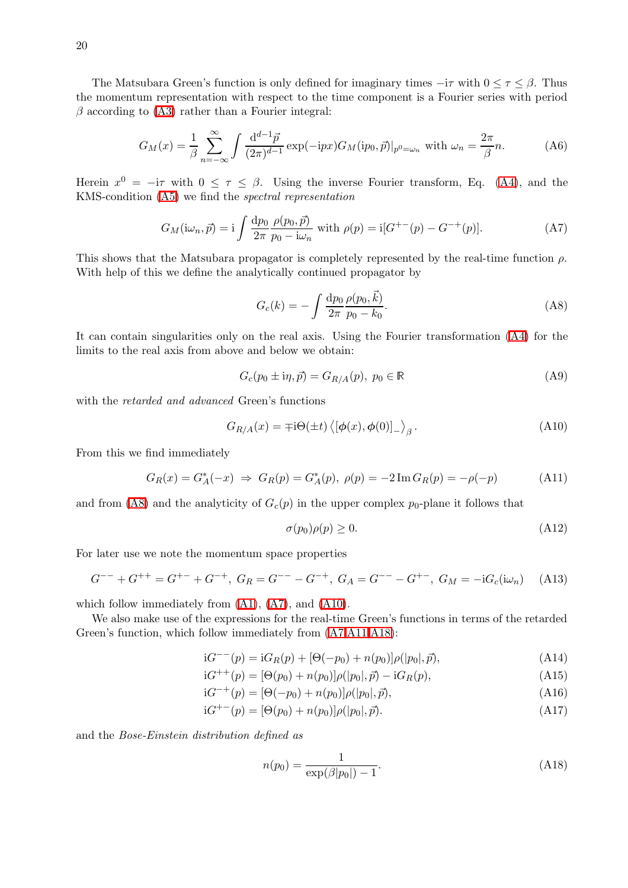The Matsubara Green's function is only defined for imaginary times $-\mathrm{i}\tau$ with $0 \leq \tau \leq \beta$. Thus the momentum representation with respect to the time component is a Fourier series with period $\beta$ according to (A3) rather than a Fourier integral:

$$G_M(x) = \frac{1}{\beta} \sum_{n=-\infty}^{\infty} \int \frac{\mathrm{d}^{d-1}\vec{p}}{(2\pi)^{d-1}} \exp(-\mathrm{i}px) G_M(\mathrm{i}p_0, \vec{p})|_{p^0=\omega_n} \text{ with } \omega_n = \frac{2\pi}{\beta}n. \tag{A6}$$

Herein $x^0 = -\mathrm{i}\tau$ with $0 \leq \tau \leq \beta$. Using the inverse Fourier transform, Eq. (A4), and the KMS-condition (A5) we find the *spectral representation*

$$G_M(\mathrm{i}\omega_n, \vec{p}) = \mathrm{i} \int \frac{\mathrm{d}p_0}{2\pi} \frac{\rho(p_0, \vec{p})}{p_0 - \mathrm{i}\omega_n} \text{ with } \rho(p) = \mathrm{i}[G^{+-}(p) - G^{-+}(p)]. \tag{A7}$$

This shows that the Matsubara propagator is completely represented by the real-time function $\rho$. With help of this we define the analytically continued propagator by

$$G_c(k) = -\int \frac{\mathrm{d}p_0}{2\pi} \frac{\rho(p_0, \vec{k})}{p_0 - k_0}. \tag{A8}$$

It can contain singularities only on the real axis. Using the Fourier transformation (A4) for the limits to the real axis from above and below we obtain:

$$G_c(p_0 \pm \mathrm{i}\eta, \vec{p}) = G_{R/A}(p), \; p_0 \in \mathbb{R} \tag{A9}$$

with the *retarded and advanced* Green's functions

$$G_{R/A}(x) = \mp \mathrm{i}\Theta(\pm t) \left\langle [\boldsymbol{\phi}(x), \boldsymbol{\phi}(0)]_- \right\rangle_\beta. \tag{A10}$$

From this we find immediately

$$G_R(x) = G_A^*(-x) \;\Rightarrow\; G_R(p) = G_A^*(p), \; \rho(p) = -2\,\mathrm{Im}\, G_R(p) = -\rho(-p) \tag{A11}$$

and from (A8) and the analyticity of $G_c(p)$ in the upper complex $p_0$-plane it follows that

$$\sigma(p_0)\rho(p) \geq 0. \tag{A12}$$

For later use we note the momentum space properties

$$G^{--} + G^{++} = G^{+-} + G^{-+}, \; G_R = G^{--} - G^{-+}, \; G_A = G^{--} - G^{+-}, \; G_M = -\mathrm{i}G_c(\mathrm{i}\omega_n) \tag{A13}$$

which follow immediately from (A1), (A7), and (A10).

We also make use of the expressions for the real-time Green's functions in terms of the retarded Green's function, which follow immediately from (A7,A11,A18):

$$\mathrm{i}G^{--}(p) = \mathrm{i}G_R(p) + [\Theta(-p_0) + n(p_0)]\rho(|p_0|, \vec{p}), \tag{A14}$$

$$\mathrm{i}G^{++}(p) = [\Theta(p_0) + n(p_0)]\rho(|p_0|, \vec{p}) - \mathrm{i}G_R(p), \tag{A15}$$

$$\mathrm{i}G^{-+}(p) = [\Theta(-p_0) + n(p_0)]\rho(|p_0|, \vec{p}), \tag{A16}$$

$$\mathrm{i}G^{+-}(p) = [\Theta(p_0) + n(p_0)]\rho(|p_0|, \vec{p}). \tag{A17}$$

and the *Bose-Einstein distribution defined as*

$$n(p_0) = \frac{1}{\exp(\beta|p_0|) - 1}. \tag{A18}$$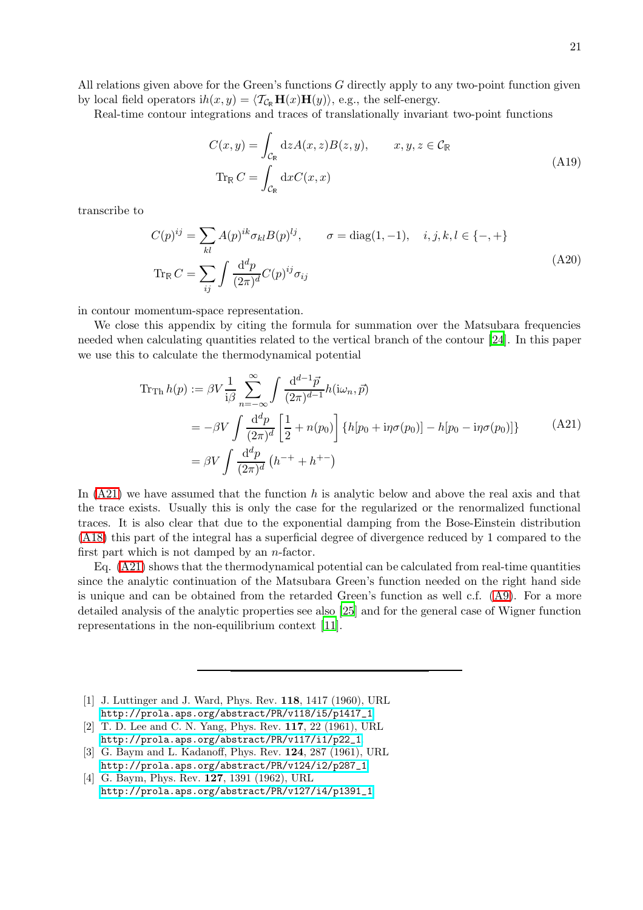All relations given above for the Green's functions $G$ directly apply to any two-point function given by local field operators $\mathrm{i}h(x,y) = \langle \mathcal{T}_{\mathcal{C}_\mathbb{R}} \mathbf{H}(x)\mathbf{H}(y)\rangle$, e.g., the self-energy.

Real-time contour integrations and traces of translationally invariant two-point functions

$$
\begin{aligned}
C(x,y) &= \int_{\mathcal{C}_\mathbb{R}} \mathrm{d}z A(x,z)B(z,y), \qquad x,y,z \in \mathcal{C}_\mathbb{R} \\
\mathrm{Tr}_\mathbb{R}\, C &= \int_{\mathcal{C}_\mathbb{R}} \mathrm{d}x C(x,x)
\end{aligned}
\tag{A19}
$$

transcribe to

$$
\begin{aligned}
C(p)^{ij} &= \sum_{kl} A(p)^{ik}\sigma_{kl}B(p)^{lj}, \qquad \sigma = \mathrm{diag}(1,-1), \quad i,j,k,l \in \{-,+\} \\
\mathrm{Tr}_\mathbb{R}\, C &= \sum_{ij} \int \frac{\mathrm{d}^d p}{(2\pi)^d} C(p)^{ij}\sigma_{ij}
\end{aligned}
\tag{A20}
$$

in contour momentum-space representation.

We close this appendix by citing the formula for summation over the Matsubara frequencies needed when calculating quantities related to the vertical branch of the contour [24]. In this paper we use this to calculate the thermodynamical potential

$$
\begin{aligned}
\mathrm{Tr}_{\mathrm{Th}}\, h(p) &:= \beta V \frac{1}{\mathrm{i}\beta} \sum_{n=-\infty}^{\infty} \int \frac{\mathrm{d}^{d-1}\vec{p}}{(2\pi)^{d-1}} h(\mathrm{i}\omega_n, \vec{p}) \\
&= -\beta V \int \frac{\mathrm{d}^d p}{(2\pi)^d} \left[\frac{1}{2} + n(p_0)\right] \{h[p_0 + \mathrm{i}\eta\sigma(p_0)] - h[p_0 - \mathrm{i}\eta\sigma(p_0)]\} \\
&= \beta V \int \frac{\mathrm{d}^d p}{(2\pi)^d} \left(h^{-+} + h^{+-}\right)
\end{aligned}
\tag{A21}
$$

In (A21) we have assumed that the function $h$ is analytic below and above the real axis and that the trace exists. Usually this is only the case for the regularized or the renormalized functional traces. It is also clear that due to the exponential damping from the Bose-Einstein distribution (A18) this part of the integral has a superficial degree of divergence reduced by 1 compared to the first part which is not damped by an $n$-factor.

Eq. (A21) shows that the thermodynamical potential can be calculated from real-time quantities since the analytic continuation of the Matsubara Green's function needed on the right hand side is unique and can be obtained from the retarded Green's function as well c.f. (A9). For a more detailed analysis of the analytic properties see also [25] and for the general case of Wigner function representations in the non-equilibrium context [11].

---

[1] J. Luttinger and J. Ward, Phys. Rev. **118**, 1417 (1960), URL http://prola.aps.org/abstract/PR/v118/i5/p1417_1.

[2] T. D. Lee and C. N. Yang, Phys. Rev. **117**, 22 (1961), URL http://prola.aps.org/abstract/PR/v117/i1/p22_1.

[3] G. Baym and L. Kadanoff, Phys. Rev. **124**, 287 (1961), URL http://prola.aps.org/abstract/PR/v124/i2/p287_1.

[4] G. Baym, Phys. Rev. **127**, 1391 (1962), URL http://prola.aps.org/abstract/PR/v127/i4/p1391_1.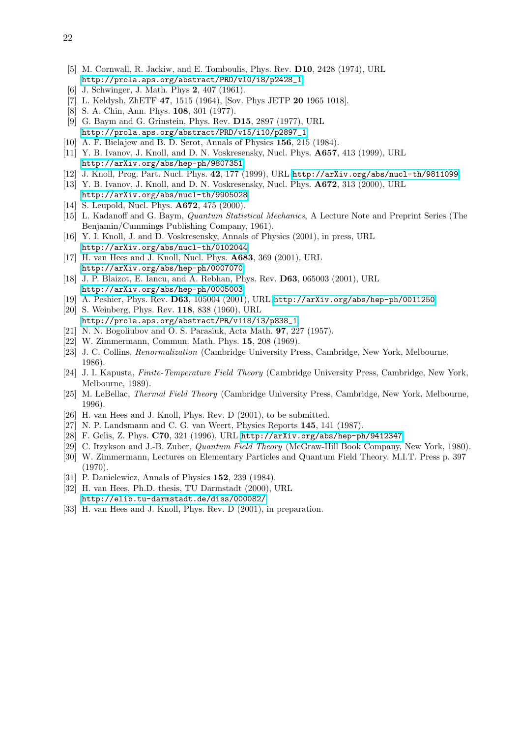[5] M. Cornwall, R. Jackiw, and E. Tomboulis, Phys. Rev. **D10**, 2428 (1974), URL http://prola.aps.org/abstract/PRD/v10/i8/p2428_1.

[6] J. Schwinger, J. Math. Phys **2**, 407 (1961).

[7] L. Keldysh, ZhETF **47**, 1515 (1964), [Sov. Phys JETP **20** 1965 1018].

[8] S. A. Chin, Ann. Phys. **108**, 301 (1977).

[9] G. Baym and G. Grinstein, Phys. Rev. **D15**, 2897 (1977), URL http://prola.aps.org/abstract/PRD/v15/i10/p2897_1.

[10] A. F. Bielajew and B. D. Serot, Annals of Physics **156**, 215 (1984).

[11] Y. B. Ivanov, J. Knoll, and D. N. Voskresensky, Nucl. Phys. **A657**, 413 (1999), URL http://arXiv.org/abs/hep-ph/9807351.

[12] J. Knoll, Prog. Part. Nucl. Phys. **42**, 177 (1999), URL http://arXiv.org/abs/nucl-th/9811099.

[13] Y. B. Ivanov, J. Knoll, and D. N. Voskresensky, Nucl. Phys. **A672**, 313 (2000), URL http://arXiv.org/abs/nucl-th/9905028.

[14] S. Leupold, Nucl. Phys. **A672**, 475 (2000).

[15] L. Kadanoff and G. Baym, *Quantum Statistical Mechanics*, A Lecture Note and Preprint Series (The Benjamin/Cummings Publishing Company, 1961).

[16] Y. I. Knoll, J. and D. Voskresensky, Annals of Physics (2001), in press, URL http://arXiv.org/abs/nucl-th/0102044.

[17] H. van Hees and J. Knoll, Nucl. Phys. **A683**, 369 (2001), URL http://arXiv.org/abs/hep-ph/0007070.

[18] J. P. Blaizot, E. Iancu, and A. Rebhan, Phys. Rev. **D63**, 065003 (2001), URL http://arXiv.org/abs/hep-ph/0005003.

[19] A. Peshier, Phys. Rev. **D63**, 105004 (2001), URL http://arXiv.org/abs/hep-ph/0011250.

[20] S. Weinberg, Phys. Rev. **118**, 838 (1960), URL http://prola.aps.org/abstract/PR/v118/i3/p838_1.

[21] N. N. Bogoliubov and O. S. Parasiuk, Acta Math. **97**, 227 (1957).

[22] W. Zimmermann, Commun. Math. Phys. **15**, 208 (1969).

[23] J. C. Collins, *Renormalization* (Cambridge University Press, Cambridge, New York, Melbourne, 1986).

[24] J. I. Kapusta, *Finite-Temperature Field Theory* (Cambridge University Press, Cambridge, New York, Melbourne, 1989).

[25] M. LeBellac, *Thermal Field Theory* (Cambridge University Press, Cambridge, New York, Melbourne, 1996).

[26] H. van Hees and J. Knoll, Phys. Rev. D (2001), to be submitted.

[27] N. P. Landsmann and C. G. van Weert, Physics Reports **145**, 141 (1987).

[28] F. Gelis, Z. Phys. **C70**, 321 (1996), URL http://arXiv.org/abs/hep-ph/9412347.

[29] C. Itzykson and J.-B. Zuber, *Quantum Field Theory* (McGraw-Hill Book Company, New York, 1980).

[30] W. Zimmermann, Lectures on Elementary Particles and Quantum Field Theory. M.I.T. Press p. 397 (1970).

[31] P. Danielewicz, Annals of Physics **152**, 239 (1984).

[32] H. van Hees, Ph.D. thesis, TU Darmstadt (2000), URL http://elib.tu-darmstadt.de/diss/000082/.

[33] H. van Hees and J. Knoll, Phys. Rev. D (2001), in preparation.